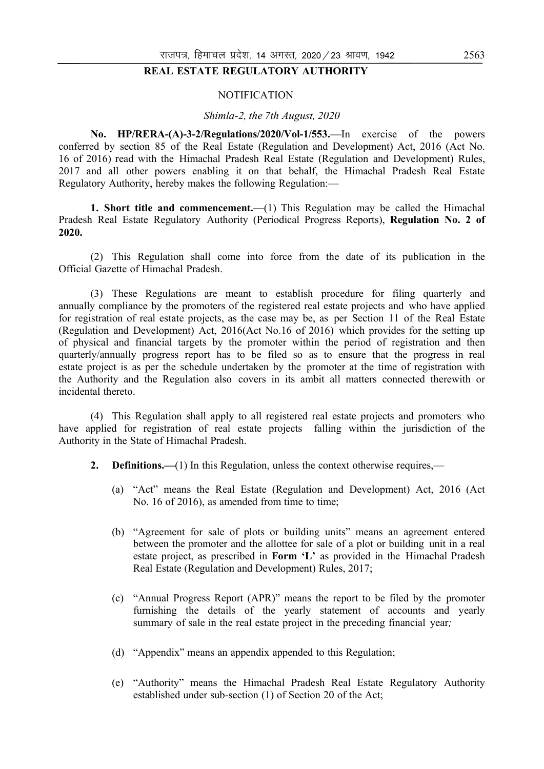## REAL ESTATE REGULATORY AUTHORITY

### NOTIFICATION

*Shimla-2, the 7th August, 2020*

**No. HP/RERA-(A)-3-2/Regulations/2020/Vol-1/553.—**In exercise of the powers conferred by section 85 of the Real Estate (Regulation and Development) Act, 2016 (Act No. 16 of 2016) read with the Himachal Pradesh Real Estate (Regulation and Development) Rules, 2017 and all other powers enabling it on that behalf, the Himachal Pradesh Real Estate Regulatory Authority, hereby makes the following Regulation:—

**1. Short title and commencement.—**(1) This Regulation may be called the Himachal Pradesh Real Estate Regulatory Authority (Periodical Progress Reports), **Regulation No. 2 of 2020.**

(2) This Regulation shall come into force from the date of its publication in the Official Gazette of Himachal Pradesh.

(3) These Regulations are meant to establish procedure for filing quarterly and annually compliance by the promoters of the registered real estate projects and who have applied for registration of real estate projects, as the case may be, as per Section 11 of the Real Estate (Regulation and Development) Act, 2016(Act No.16 of 2016) which provides for the setting up of physical and financial targets by the promoter within the period of registration and then quarterly/annually progress report has to be filed so as to ensure that the progress in real estate project is as per the schedule undertaken by the promoter at the time of registration with the Authority and the Regulation also covers in its ambit all matters connected therewith or incidental thereto.

(4) This Regulation shall apply to all registered real estate projects and promoters who have applied for registration of real estate projects falling within the jurisdiction of the Authority in the State of Himachal Pradesh.

**2. Definitions.—**(1) In this Regulation, unless the context otherwise requires,—

(a) "Act" means the Real Estate (Regulation and Development) Act, 2016 (Act No. 16 of 2016), as amended from time to time;

(b) "Agreement for sale of plots or building units" means an agreement entered between the promoter and the allottee for sale of a plot or building unit in a real estate project, as prescribed in **Form 'L'** as provided in the Himachal Pradesh Real Estate (Regulation and Development) Rules, 2017;

(c) "Annual Progress Report (APR)" means the report to be filed by the promoter furnishing the details of the yearly statement of accounts and yearly summary of sale in the real estate project in the preceding financial year*;*

(d) "Appendix" means an appendix appended to this Regulation;

(e) "Authority" means the Himachal Pradesh Real Estate Regulatory Authority established under sub-section (1) of Section 20 of the Act;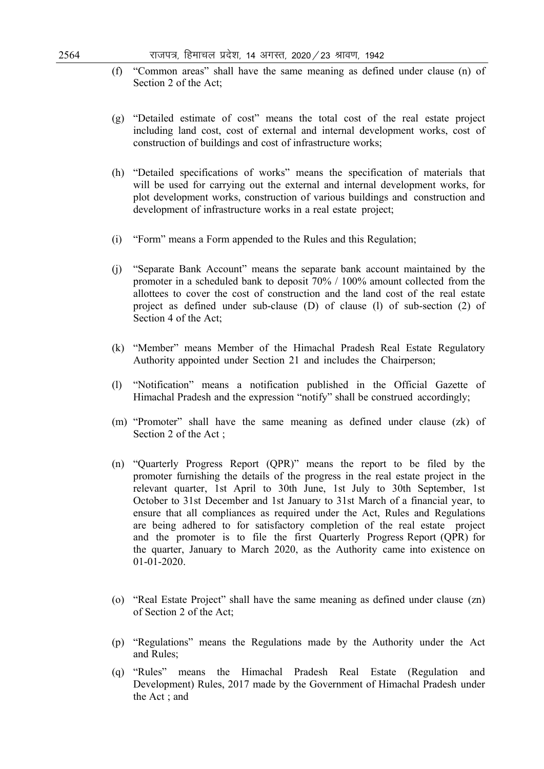(f) "Common areas" shall have the same meaning as defined under clause (n) of Section 2 of the Act;

(g) "Detailed estimate of cost" means the total cost of the real estate project including land cost, cost of external and internal development works, cost of construction of buildings and cost of infrastructure works;

(h) "Detailed specifications of works" means the specification of materials that will be used for carrying out the external and internal development works, for plot development works, construction of various buildings and construction and development of infrastructure works in a real estate project;

(i) "Form" means a Form appended to the Rules and this Regulation;

(j) "Separate Bank Account" means the separate bank account maintained by the promoter in a scheduled bank to deposit 70% / 100% amount collected from the allottees to cover the cost of construction and the land cost of the real estate project as defined under sub-clause (D) of clause (l) of sub-section (2) of Section 4 of the Act;

(k) "Member" means Member of the Himachal Pradesh Real Estate Regulatory Authority appointed under Section 21 and includes the Chairperson;

(l) "Notification" means a notification published in the Official Gazette of Himachal Pradesh and the expression "notify" shall be construed accordingly;

(m) "Promoter" shall have the same meaning as defined under clause (zk) of Section 2 of the Act ;

(n) "Quarterly Progress Report (QPR)" means the report to be filed by the promoter furnishing the details of the progress in the real estate project in the relevant quarter, 1st April to 30th June, 1st July to 30th September, 1st October to 31st December and 1st January to 31st March of a financial year, to ensure that all compliances as required under the Act, Rules and Regulations are being adhered to for satisfactory completion of the real estate project and the promoter is to file the first Quarterly Progress Report (QPR) for the quarter, January to March 2020, as the Authority came into existence on 01-01-2020.

(o) "Real Estate Project" shall have the same meaning as defined under clause (zn) of Section 2 of the Act;

(p) "Regulations" means the Regulations made by the Authority under the Act and Rules;

(q) "Rules" means the Himachal Pradesh Real Estate (Regulation and Development) Rules, 2017 made by the Government of Himachal Pradesh under the Act ; and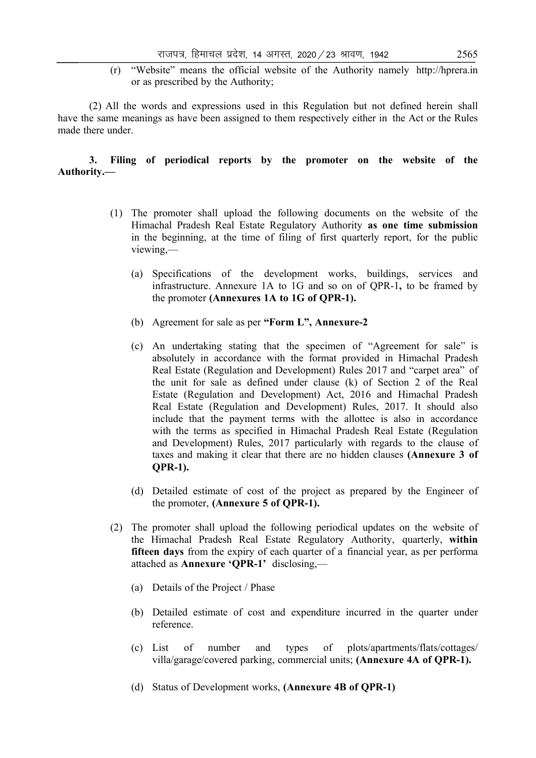(r) "Website" means the official website of the Authority namely http://hprera.in or as prescribed by the Authority;

(2) All the words and expressions used in this Regulation but not defined herein shall have the same meanings as have been assigned to them respectively either in the Act or the Rules made there under.

**3. Filing of periodical reports by the promoter on the website of the Authority.—**

(1) The promoter shall upload the following documents on the website of the Himachal Pradesh Real Estate Regulatory Authority **as one time submission** in the beginning, at the time of filing of first quarterly report, for the public viewing,—

(a) Specifications of the development works, buildings, services and infrastructure. Annexure 1A to 1G and so on of QPR-1**,** to be framed by the promoter **(Annexures 1A to 1G of QPR-1).**

(b) Agreement for sale as per **"Form L", Annexure-2**

(c) An undertaking stating that the specimen of "Agreement for sale" is absolutely in accordance with the format provided in Himachal Pradesh Real Estate (Regulation and Development) Rules 2017 and "carpet area" of the unit for sale as defined under clause (k) of Section 2 of the Real Estate (Regulation and Development) Act, 2016 and Himachal Pradesh Real Estate (Regulation and Development) Rules, 2017. It should also include that the payment terms with the allottee is also in accordance with the terms as specified in Himachal Pradesh Real Estate (Regulation and Development) Rules, 2017 particularly with regards to the clause of taxes and making it clear that there are no hidden clauses **(Annexure 3 of QPR-1).**

(d) Detailed estimate of cost of the project as prepared by the Engineer of the promoter, **(Annexure 5 of QPR-1).**

(2) The promoter shall upload the following periodical updates on the website of the Himachal Pradesh Real Estate Regulatory Authority, quarterly, **within fifteen days** from the expiry of each quarter of a financial year, as per performa attached as **Annexure 'QPR-1'** disclosing,—

(a) Details of the Project / Phase

(b) Detailed estimate of cost and expenditure incurred in the quarter under reference.

(c) List of number and types of plots/apartments/flats/cottages/ villa/garage/covered parking, commercial units; **(Annexure 4A of QPR-1).**

(d) Status of Development works, **(Annexure 4B of QPR-1)**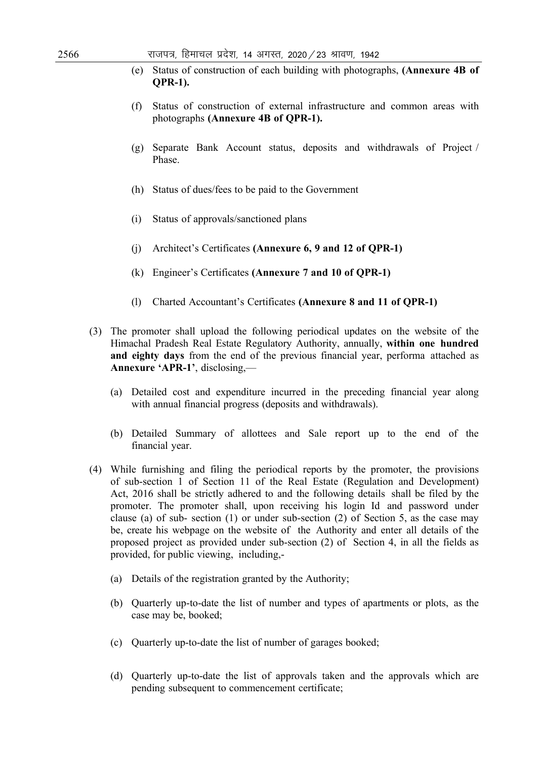(e) Status of construction of each building with photographs, **(Annexure 4B of QPR-1).**

(f) Status of construction of external infrastructure and common areas with photographs **(Annexure 4B of QPR-1).**

(g) Separate Bank Account status, deposits and withdrawals of Project / Phase.

(h) Status of dues/fees to be paid to the Government

(i) Status of approvals/sanctioned plans

(j) Architect's Certificates **(Annexure 6, 9 and 12 of QPR-1)**

(k) Engineer's Certificates **(Annexure 7 and 10 of QPR-1)**

(l) Charted Accountant's Certificates **(Annexure 8 and 11 of QPR-1)**

(3) The promoter shall upload the following periodical updates on the website of the Himachal Pradesh Real Estate Regulatory Authority, annually, **within one hundred and eighty days** from the end of the previous financial year, performa attached as **Annexure 'APR-1'**, disclosing,—

(a) Detailed cost and expenditure incurred in the preceding financial year along with annual financial progress (deposits and withdrawals).

(b) Detailed Summary of allottees and Sale report up to the end of the financial year.

(4) While furnishing and filing the periodical reports by the promoter, the provisions of sub-section 1 of Section 11 of the Real Estate (Regulation and Development) Act, 2016 shall be strictly adhered to and the following details shall be filed by the promoter. The promoter shall, upon receiving his login Id and password under clause (a) of sub- section (1) or under sub-section (2) of Section 5, as the case may be, create his webpage on the website of the Authority and enter all details of the proposed project as provided under sub-section (2) of Section 4, in all the fields as provided, for public viewing, including,-

(a) Details of the registration granted by the Authority;

(b) Quarterly up-to-date the list of number and types of apartments or plots, as the case may be, booked;

(c) Quarterly up-to-date the list of number of garages booked;

(d) Quarterly up-to-date the list of approvals taken and the approvals which are pending subsequent to commencement certificate;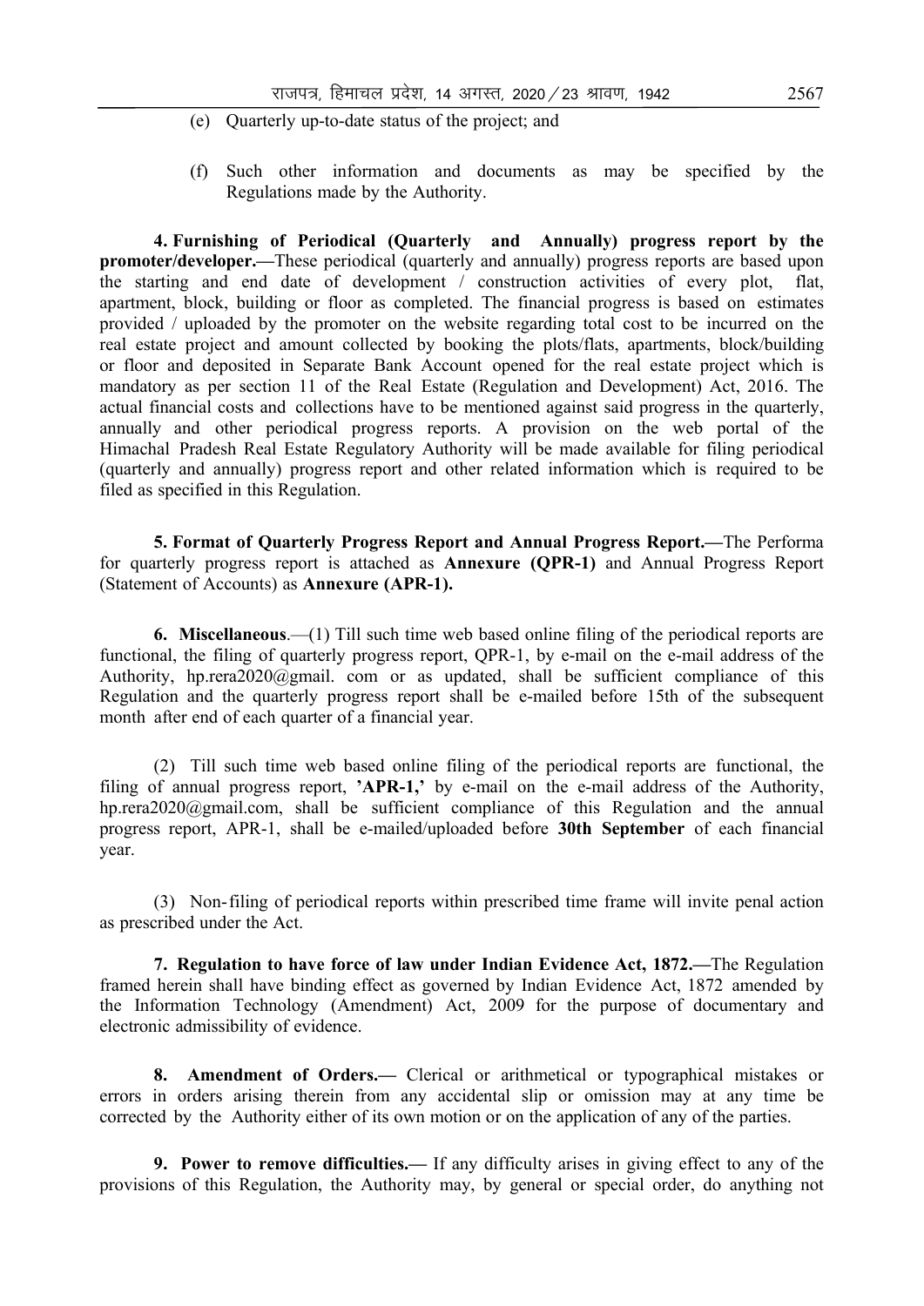(e) Quarterly up-to-date status of the project; and

(f) Such other information and documents as may be specified by the Regulations made by the Authority.

**4. Furnishing of Periodical (Quarterly and Annually) progress report by the promoter/developer.—**These periodical (quarterly and annually) progress reports are based upon the starting and end date of development / construction activities of every plot, flat, apartment, block, building or floor as completed. The financial progress is based on estimates provided / uploaded by the promoter on the website regarding total cost to be incurred on the real estate project and amount collected by booking the plots/flats, apartments, block/building or floor and deposited in Separate Bank Account opened for the real estate project which is mandatory as per section 11 of the Real Estate (Regulation and Development) Act, 2016. The actual financial costs and collections have to be mentioned against said progress in the quarterly, annually and other periodical progress reports. A provision on the web portal of the Himachal Pradesh Real Estate Regulatory Authority will be made available for filing periodical (quarterly and annually) progress report and other related information which is required to be filed as specified in this Regulation.

**5. Format of Quarterly Progress Report and Annual Progress Report.—**The Performa for quarterly progress report is attached as **Annexure (QPR-1)** and Annual Progress Report (Statement of Accounts) as **Annexure (APR-1).**

**6. Miscellaneous**.—(1) Till such time web based online filing of the periodical reports are functional, the filing of quarterly progress report, QPR-1, by e-mail on the e-mail address of the Authority, hp.rera2020@gmail. com or as updated, shall be sufficient compliance of this Regulation and the quarterly progress report shall be e-mailed before 15th of the subsequent month after end of each quarter of a financial year.

(2) Till such time web based online filing of the periodical reports are functional, the filing of annual progress report, **'APR-1,'** by e-mail on the e-mail address of the Authority, hp.rera2020@gmail.com, shall be sufficient compliance of this Regulation and the annual progress report, APR-1, shall be e-mailed/uploaded before **30th September** of each financial year.

(3) Non-filing of periodical reports within prescribed time frame will invite penal action as prescribed under the Act.

**7. Regulation to have force of law under Indian Evidence Act, 1872.—**The Regulation framed herein shall have binding effect as governed by Indian Evidence Act, 1872 amended by the Information Technology (Amendment) Act, 2009 for the purpose of documentary and electronic admissibility of evidence.

**8. Amendment of Orders.—** Clerical or arithmetical or typographical mistakes or errors in orders arising therein from any accidental slip or omission may at any time be corrected by the Authority either of its own motion or on the application of any of the parties.

**9. Power to remove difficulties.—** If any difficulty arises in giving effect to any of the provisions of this Regulation, the Authority may, by general or special order, do anything not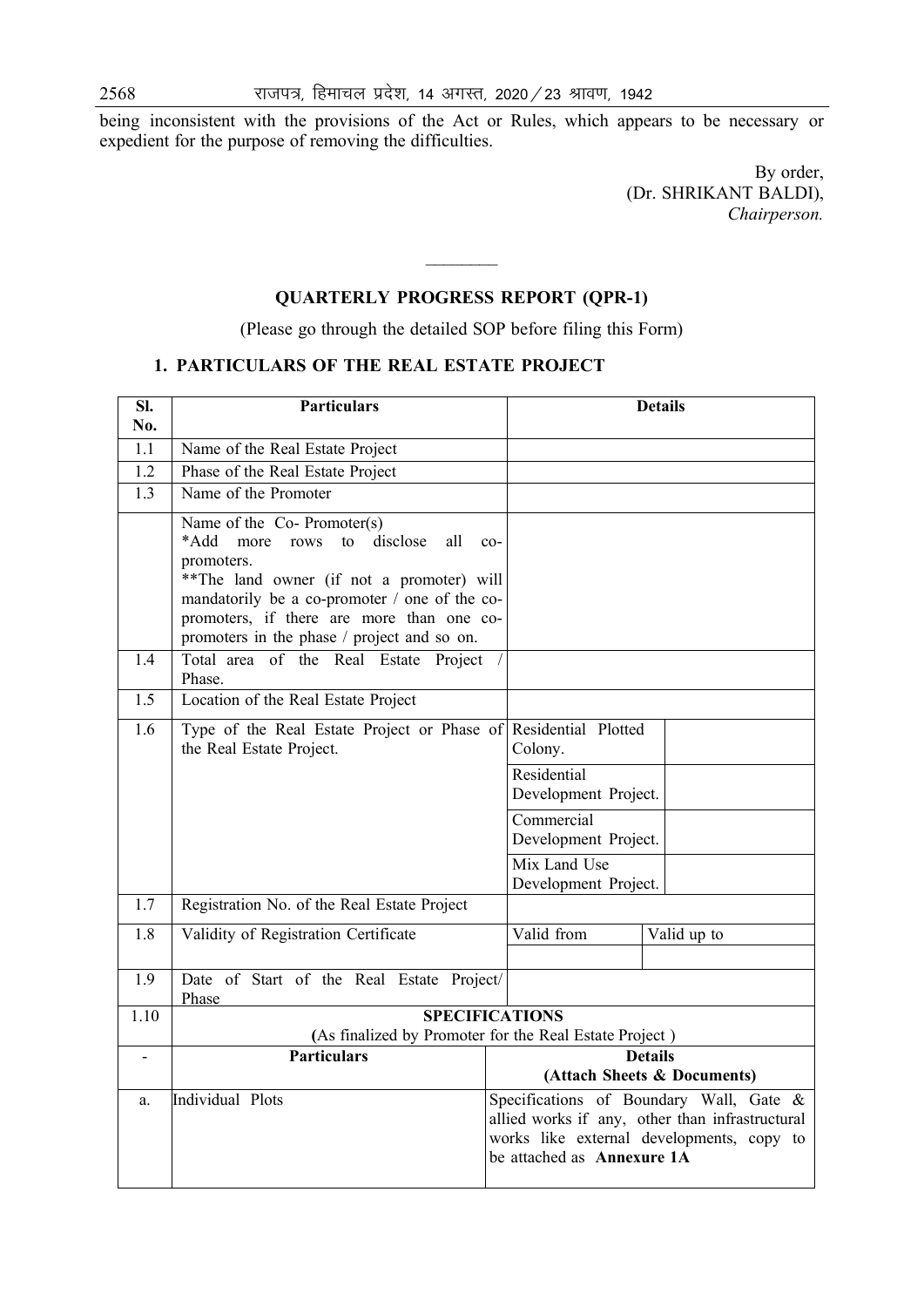being inconsistent with the provisions of the Act or Rules, which appears to be necessary or expedient for the purpose of removing the difficulties.

By order,
(Dr. SHRIKANT BALDI),
*Chairperson.*

---

## QUARTERLY PROGRESS REPORT (QPR-1)

(Please go through the detailed SOP before filing this Form)

### 1. PARTICULARS OF THE REAL ESTATE PROJECT

| Sl. No. | Particulars | Details | |
|---|---|---|---|
| 1.1 | Name of the Real Estate Project | | |
| 1.2 | Phase of the Real Estate Project | | |
| 1.3 | Name of the Promoter | | |
| | Name of the Co- Promoter(s)<br>*Add more rows to disclose all co-promoters.<br>**The land owner (if not a promoter) will mandatorily be a co-promoter / one of the co-promoters, if there are more than one co-promoters in the phase / project and so on. | | |
| 1.4 | Total area of the Real Estate Project / Phase. | | |
| 1.5 | Location of the Real Estate Project | | |
| 1.6 | Type of the Real Estate Project or Phase of the Real Estate Project. | Residential Plotted Colony. | |
| | | Residential Development Project. | |
| | | Commercial Development Project. | |
| | | Mix Land Use Development Project. | |
| 1.7 | Registration No. of the Real Estate Project | | |
| 1.8 | Validity of Registration Certificate | Valid from | Valid up to |
| | | | |
| 1.9 | Date of Start of the Real Estate Project/ Phase | | |
| 1.10 | **SPECIFICATIONS**<br>**(**As finalized by Promoter for the Real Estate Project ) | | |
| - | **Particulars** | **Details**<br>**(Attach Sheets & Documents)** | |
| a. | Individual Plots | Specifications of Boundary Wall, Gate & allied works if any, other than infrastructural works like external developments, copy to be attached as **Annexure 1A** | |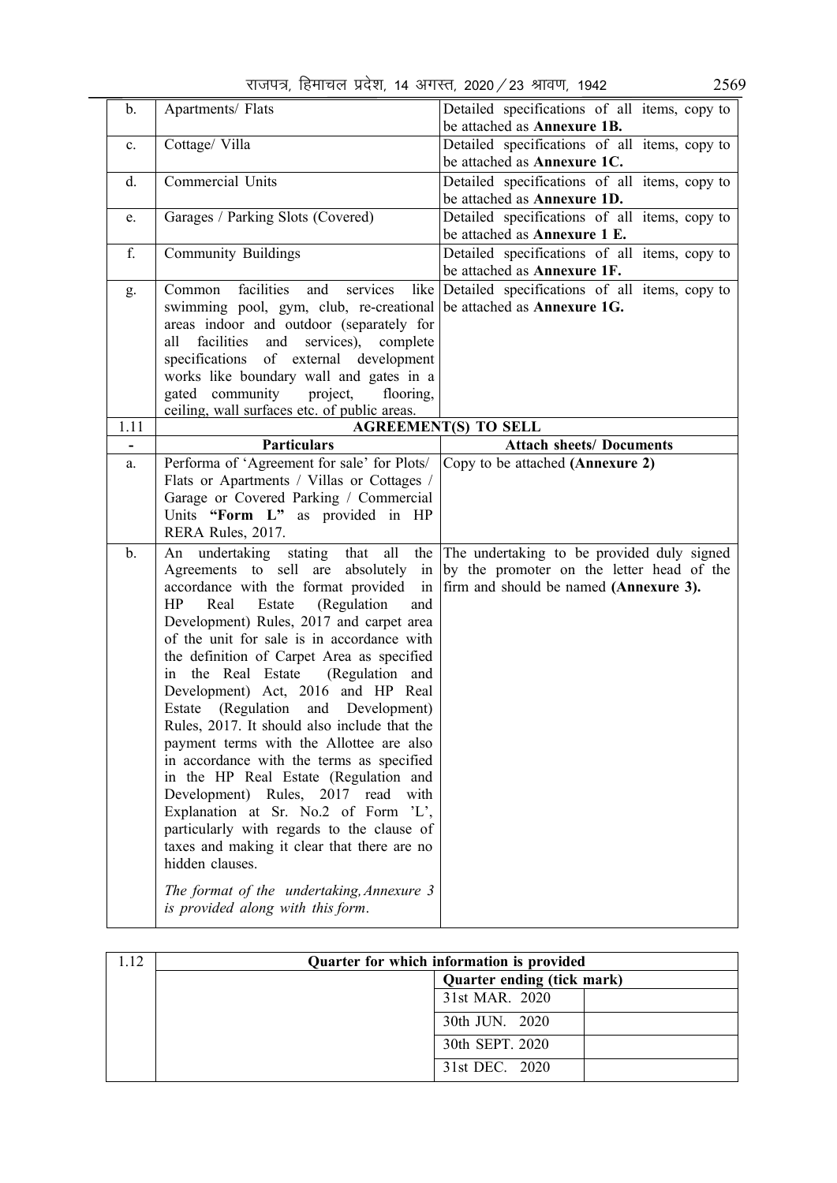| | | |
|---|---|---|
| b. | Apartments/ Flats | Detailed specifications of all items, copy to be attached as **Annexure 1B.** |
| c. | Cottage/ Villa | Detailed specifications of all items, copy to be attached as **Annexure 1C.** |
| d. | Commercial Units | Detailed specifications of all items, copy to be attached as **Annexure 1D.** |
| e. | Garages / Parking Slots (Covered) | Detailed specifications of all items, copy to be attached as **Annexure 1 E.** |
| f. | Community Buildings | Detailed specifications of all items, copy to be attached as **Annexure 1F.** |
| g. | Common facilities and services like swimming pool, gym, club, re-creational areas indoor and outdoor (separately for all facilities and services), complete specifications of external development works like boundary wall and gates in a gated community project, flooring, ceiling, wall surfaces etc. of public areas. | Detailed specifications of all items, copy to be attached as **Annexure 1G.** |
| 1.11 | **AGREEMENT(S) TO SELL** | |
| - | **Particulars** | **Attach sheets/ Documents** |
| a. | Performa of 'Agreement for sale' for Plots/ Flats or Apartments / Villas or Cottages / Garage or Covered Parking / Commercial Units **"Form L"** as provided in HP RERA Rules, 2017. | Copy to be attached **(Annexure 2)** |
| b. | An undertaking stating that all the Agreements to sell are absolutely in accordance with the format provided in HP Real Estate (Regulation and Development) Rules, 2017 and carpet area of the unit for sale is in accordance with the definition of Carpet Area as specified in the Real Estate (Regulation and Development) Act, 2016 and HP Real Estate (Regulation and Development) Rules, 2017. It should also include that the payment terms with the Allottee are also in accordance with the terms as specified in the HP Real Estate (Regulation and Development) Rules, 2017 read with Explanation at Sr. No.2 of Form 'L', particularly with regards to the clause of taxes and making it clear that there are no hidden clauses.<br><br>*The format of the undertaking, Annexure 3 is provided along with this form.* | The undertaking to be provided duly signed by the promoter on the letter head of the firm and should be named **(Annexure 3).** |

| | | | |
|---|---|---|---|
| 1.12 | **Quarter for which information is provided** | | |
| | | **Quarter ending (tick mark)** | |
| | | 31st MAR. 2020 | |
| | | 30th JUN. 2020 | |
| | | 30th SEPT. 2020 | |
| | | 31st DEC. 2020 | |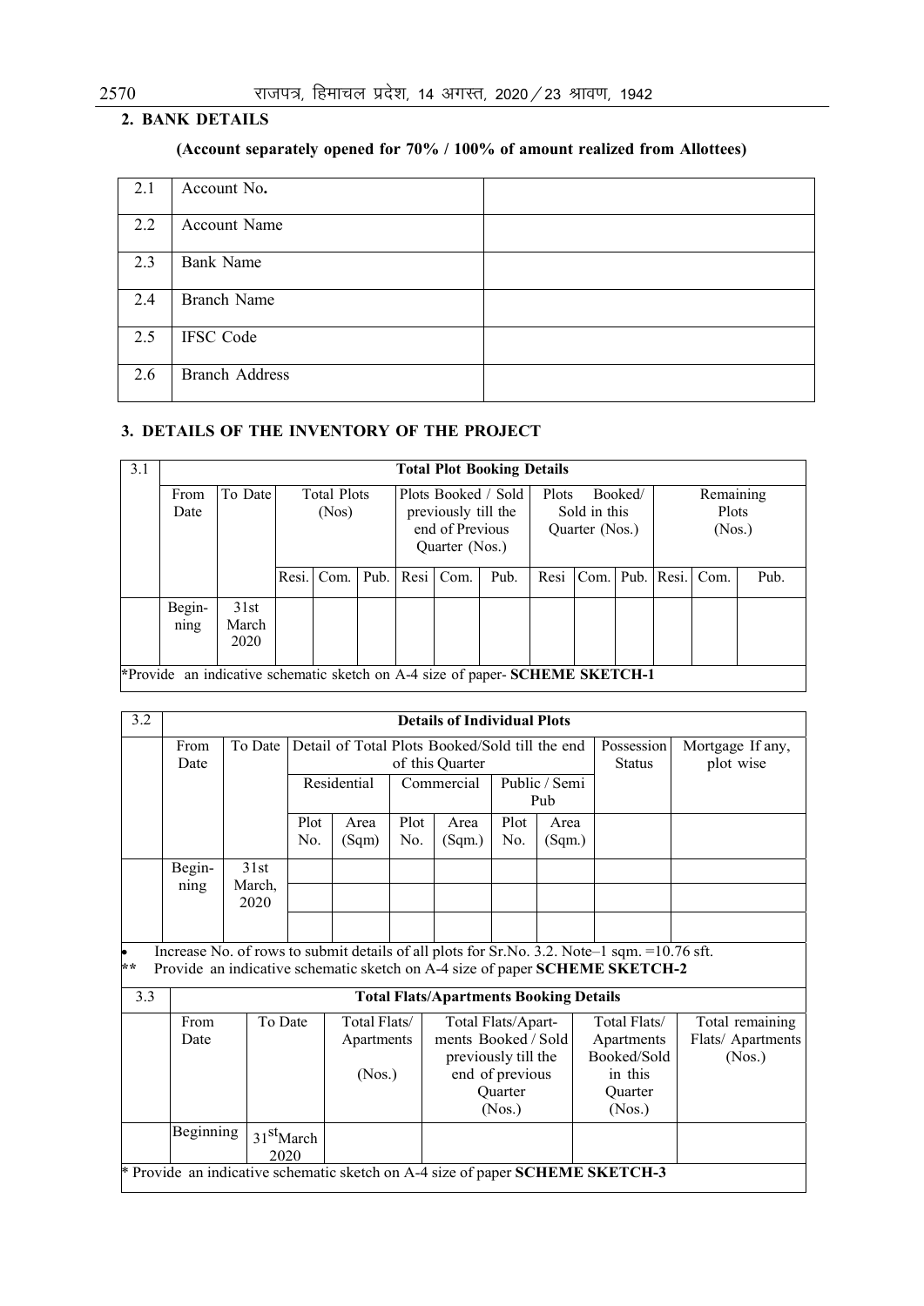## 2. BANK DETAILS

**(Account separately opened for 70% / 100% of amount realized from Allottees)**

| 2.1 | Account No. | |
|---|---|---|
| 2.2 | Account Name | |
| 2.3 | Bank Name | |
| 2.4 | Branch Name | |
| 2.5 | IFSC Code | |
| 2.6 | Branch Address | |

## 3. DETAILS OF THE INVENTORY OF THE PROJECT

| 3.1 | **Total Plot Booking Details** | | | | | | | | | | | | | | |
|---|---|---|---|---|---|---|---|---|---|---|---|---|---|---|---|
| | From Date | To Date | Total Plots (Nos) | | | Plots Booked / Sold previously till the end of Previous Quarter (Nos.) | | | Plots Booked/ Sold in this Quarter (Nos.) | | | Remaining Plots (Nos.) | | |
| | | | Resi. | Com. | Pub. | Resi | Com. | Pub. | Resi | Com. | Pub. | Resi. | Com. | Pub. |
| | Begin-ning | 31st March 2020 | | | | | | | | | | | | |

*Provide an indicative schematic sketch on A-4 size of paper- **SCHEME SKETCH-1**

| 3.2 | **Details of Individual Plots** | | | | | | | | | |
|---|---|---|---|---|---|---|---|---|---|---|
| | From Date | To Date | Detail of Total Plots Booked/Sold till the end of this Quarter | | | | | | Possession Status | Mortgage If any, plot wise |
| | | | Residential | | Commercial | | Public / Semi Pub | | | |
| | | | Plot No. | Area (Sqm) | Plot No. | Area (Sqm.) | Plot No. | Area (Sqm.) | | |
| | Begin-ning | 31st March, 2020 | | | | | | | | |
| | | | | | | | | | | |
| | | | | | | | | | | |

- Increase No. of rows to submit details of all plots for Sr.No. 3.2. Note–1 sqm. =10.76 sft.

** Provide an indicative schematic sketch on A-4 size of paper **SCHEME SKETCH-2**

| 3.3 | **Total Flats/Apartments Booking Details** | | | | | |
|---|---|---|---|---|---|---|
| | From Date | To Date | Total Flats/ Apartments (Nos.) | Total Flats/Apart-ments Booked / Sold previously till the end of previous Quarter (Nos.) | Total Flats/ Apartments Booked/Sold in this Quarter (Nos.) | Total remaining Flats/ Apartments (Nos.) |
| | Beginning | 31st March 2020 | | | | |

\* Provide an indicative schematic sketch on A-4 size of paper **SCHEME SKETCH-3**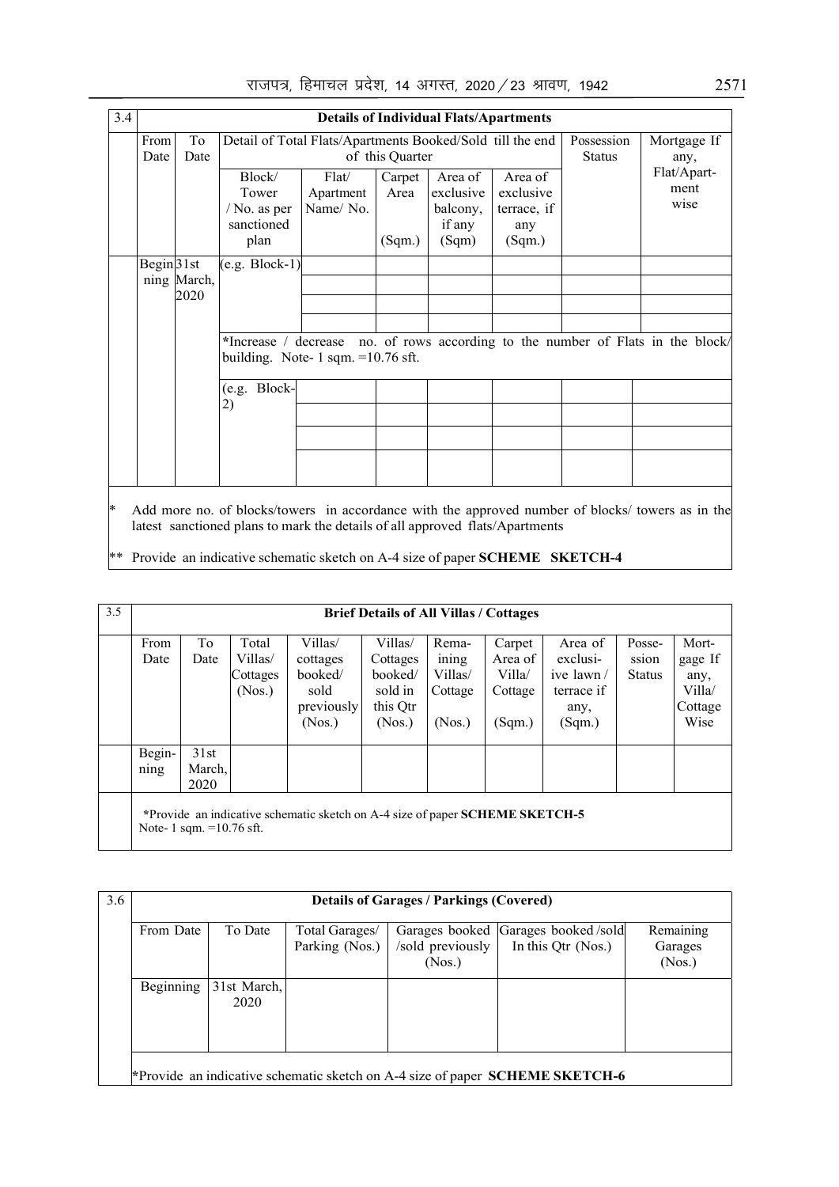| 3.4 | Details of Individual Flats/Apartments | | | | | | | | | |
|---|---|---|---|---|---|---|---|---|---|---|
| | From Date | To Date | Detail of Total Flats/Apartments Booked/Sold till the end of this Quarter | | | | | Possession Status | Mortgage If any, Flat/Apartment wise |
| | | | Block/ Tower / No. as per sanctioned plan | Flat/ Apartment Name/ No. | Carpet Area (Sqm.) | Area of exclusive balcony, if any (Sqm) | Area of exclusive terrace, if any (Sqm.) | | |
| | Beginning | 31st March, 2020 | (e.g. Block-1) | | | | | | |
| | | | | | | | | | |
| | | | | | | | | | |
| | | | | | | | | | |
| | | | *Increase / decrease no. of rows according to the number of Flats in the block/ building. Note- 1 sqm. =10.76 sft. | | | | | | |
| | | | (e.g. Block-2) | | | | | | |
| | | | | | | | | | |
| | | | | | | | | | |
| | | | | | | | | | |

\* Add more no. of blocks/towers in accordance with the approved number of blocks/ towers as in the latest sanctioned plans to mark the details of all approved flats/Apartments

** Provide an indicative schematic sketch on A-4 size of paper **SCHEME SKETCH-4**

| 3.5 | Brief Details of All Villas / Cottages | | | | | | | | | |
|---|---|---|---|---|---|---|---|---|---|---|
| | From Date | To Date | Total Villas/ Cottages (Nos.) | Villas/ cottages booked/ sold previously (Nos.) | Villas/ Cottages booked/ sold in this Qtr (Nos.) | Remaining Villas/ Cottage (Nos.) | Carpet Area of Villa/ Cottage (Sqm.) | Area of exclusive lawn / terrace if any, (Sqm.) | Possession Status | Mortgage If any, Villa/ Cottage Wise |
| | Beginning | 31st March, 2020 | | | | | | | | |

*Provide an indicative schematic sketch on A-4 size of paper **SCHEME SKETCH-5**
Note- 1 sqm. =10.76 sft.

| 3.6 | Details of Garages / Parkings (Covered) | | | | | |
|---|---|---|---|---|---|---|
| | From Date | To Date | Total Garages/ Parking (Nos.) | Garages booked /sold previously (Nos.) | Garages booked /sold In this Qtr (Nos.) | Remaining Garages (Nos.) |
| | Beginning | 31st March, 2020 | | | | |

*Provide an indicative schematic sketch on A-4 size of paper **SCHEME SKETCH-6**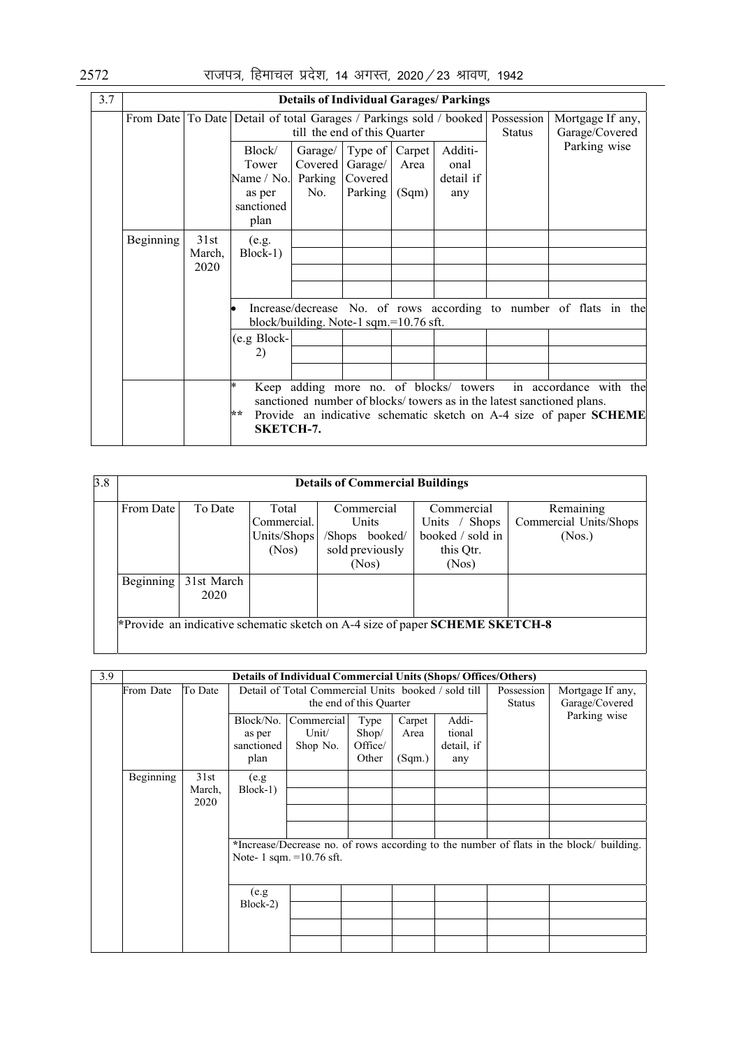| 3.7 | **Details of Individual Garages/ Parkings** | | | | | | | | |
|---|---|---|---|---|---|---|---|---|---|
| | From Date | To Date | Detail of total Garages / Parkings sold / booked till the end of this Quarter | | | | | Possession Status | Mortgage If any, Garage/Covered Parking wise |
| | | | Block/ Tower Name / No. as per sanctioned plan | Garage/ Covered Parking No. | Type of Garage/ Covered Parking | Carpet Area (Sqm) | Additional detail if any | | |
| | Beginning | 31st March, 2020 | (e.g. Block-1) | | | | | | |
| | | | | | | | | | |
| | | | | | | | | | |
| | | | | | | | | | |
| | | | • Increase/decrease No. of rows according to number of flats in the block/building. Note-1 sqm.=10.76 sft. | | | | | | |
| | | | (e.g Block-2) | | | | | | |
| | | | | | | | | | |
| | | | | | | | | | |
| | | | * Keep adding more no. of blocks/ towers in accordance with the sanctioned number of blocks/ towers as in the latest sanctioned plans. ** Provide an indicative schematic sketch on A-4 size of paper **SCHEME SKETCH-7.** | | | | | | |

| 3.8 | **Details of Commercial Buildings** | | | | | |
|---|---|---|---|---|---|---|
| | From Date | To Date | Total Commercial. Units/Shops (Nos) | Commercial Units /Shops booked/ sold previously (Nos) | Commercial Units / Shops booked / sold in this Qtr. (Nos) | Remaining Commercial Units/Shops (Nos.) |
| | Beginning | 31st March 2020 | | | | |
| | *Provide an indicative schematic sketch on A-4 size of paper **SCHEME SKETCH-8** | | | | | |

| 3.9 | **Details of Individual Commercial Units (Shops/ Offices/Others)** | | | | | | | | |
|---|---|---|---|---|---|---|---|---|---|
| | From Date | To Date | Detail of Total Commercial Units booked / sold till the end of this Quarter | | | | | Possession Status | Mortgage If any, Garage/Covered Parking wise |
| | | | Block/No. as per sanctioned plan | Commercial Unit/ Shop No. | Type Shop/ Office/ Other | Carpet Area (Sqm.) | Additional detail, if any | | |
| | Beginning | 31st March, 2020 | (e.g Block-1) | | | | | | |
| | | | | | | | | | |
| | | | | | | | | | |
| | | | | | | | | | |
| | | | *Increase/Decrease no. of rows according to the number of flats in the block/ building. Note- 1 sqm. =10.76 sft. | | | | | | |
| | | | (e.g Block-2) | | | | | | |
| | | | | | | | | | |
| | | | | | | | | | |
| | | | | | | | | | |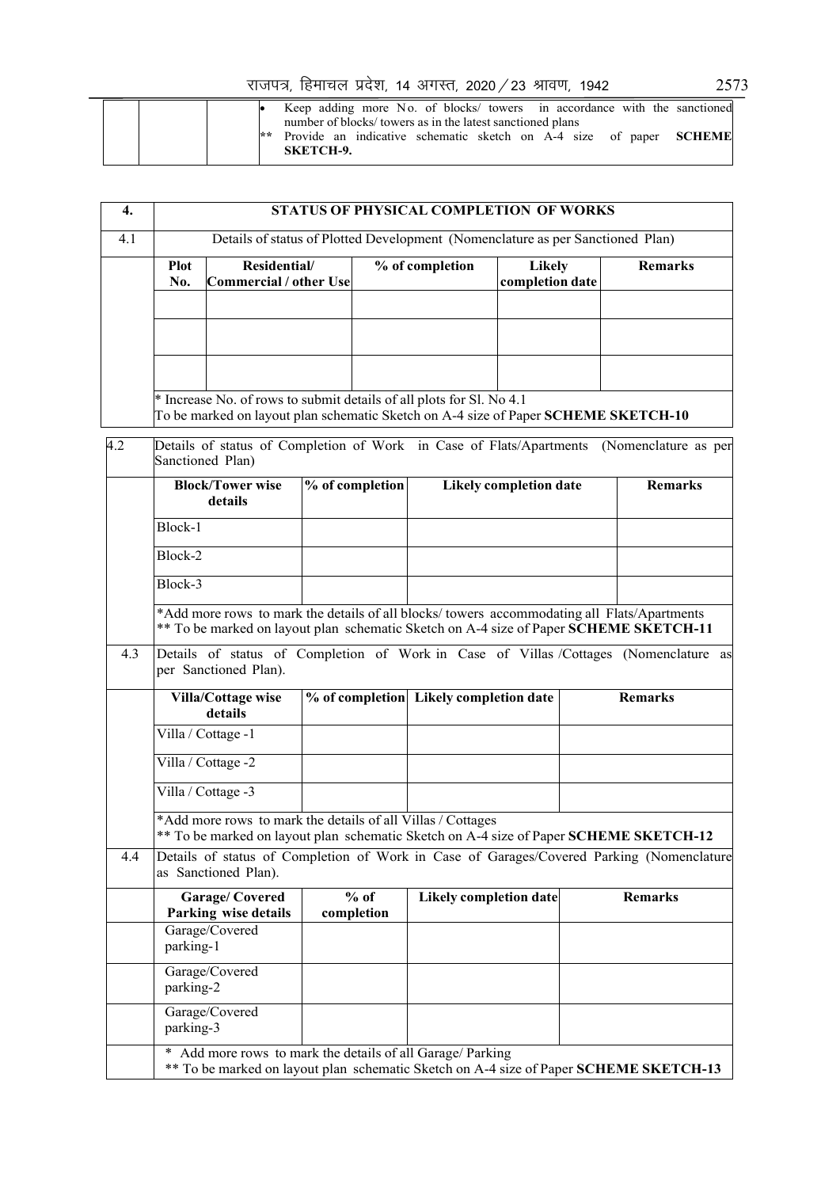| | | | |
|---|---|---|---|
| | | | • Keep adding more No. of blocks/ towers in accordance with the sanctioned number of blocks/ towers as in the latest sanctioned plans<br>** Provide an indicative schematic sketch on A-4 size of paper **SCHEME SKETCH-9.** |

| **4.** | **STATUS OF PHYSICAL COMPLETION OF WORKS** | | | | |
|---|---|---|---|---|---|
| 4.1 | Details of status of Plotted Development (Nomenclature as per Sanctioned Plan) | | | | |
| | **Plot No.** | **Residential/ Commercial / other Use** | **% of completion** | **Likely completion date** | **Remarks** |
| | | | | | |
| | | | | | |
| | | | | | |
| | * Increase No. of rows to submit details of all plots for Sl. No 4.1<br>To be marked on layout plan schematic Sketch on A-4 size of Paper **SCHEME SKETCH-10** | | | | |

| | | | | |
|---|---|---|---|---|
| 4.2 | Details of status of Completion of Work in Case of Flats/Apartments (Nomenclature as per Sanctioned Plan) | | | |
| | **Block/Tower wise details** | **% of completion** | **Likely completion date** | **Remarks** |
| | Block-1 | | | |
| | Block-2 | | | |
| | Block-3 | | | |
| | *Add more rows to mark the details of all blocks/ towers accommodating all Flats/Apartments<br>** To be marked on layout plan schematic Sketch on A-4 size of Paper **SCHEME SKETCH-11** | | | |
| 4.3 | Details of status of Completion of Work in Case of Villas /Cottages (Nomenclature as per Sanctioned Plan). | | | |
| | **Villa/Cottage wise details** | **% of completion** | **Likely completion date** | **Remarks** |
| | Villa / Cottage -1 | | | |
| | Villa / Cottage -2 | | | |
| | Villa / Cottage -3 | | | |
| | *Add more rows to mark the details of all Villas / Cottages<br>** To be marked on layout plan schematic Sketch on A-4 size of Paper **SCHEME SKETCH-12** | | | |
| 4.4 | Details of status of Completion of Work in Case of Garages/Covered Parking (Nomenclature as Sanctioned Plan). | | | |
| | **Garage/ Covered Parking wise details** | **% of completion** | **Likely completion date** | **Remarks** |
| | Garage/Covered parking-1 | | | |
| | Garage/Covered parking-2 | | | |
| | Garage/Covered parking-3 | | | |
| | * Add more rows to mark the details of all Garage/ Parking<br>** To be marked on layout plan schematic Sketch on A-4 size of Paper **SCHEME SKETCH-13** | | | |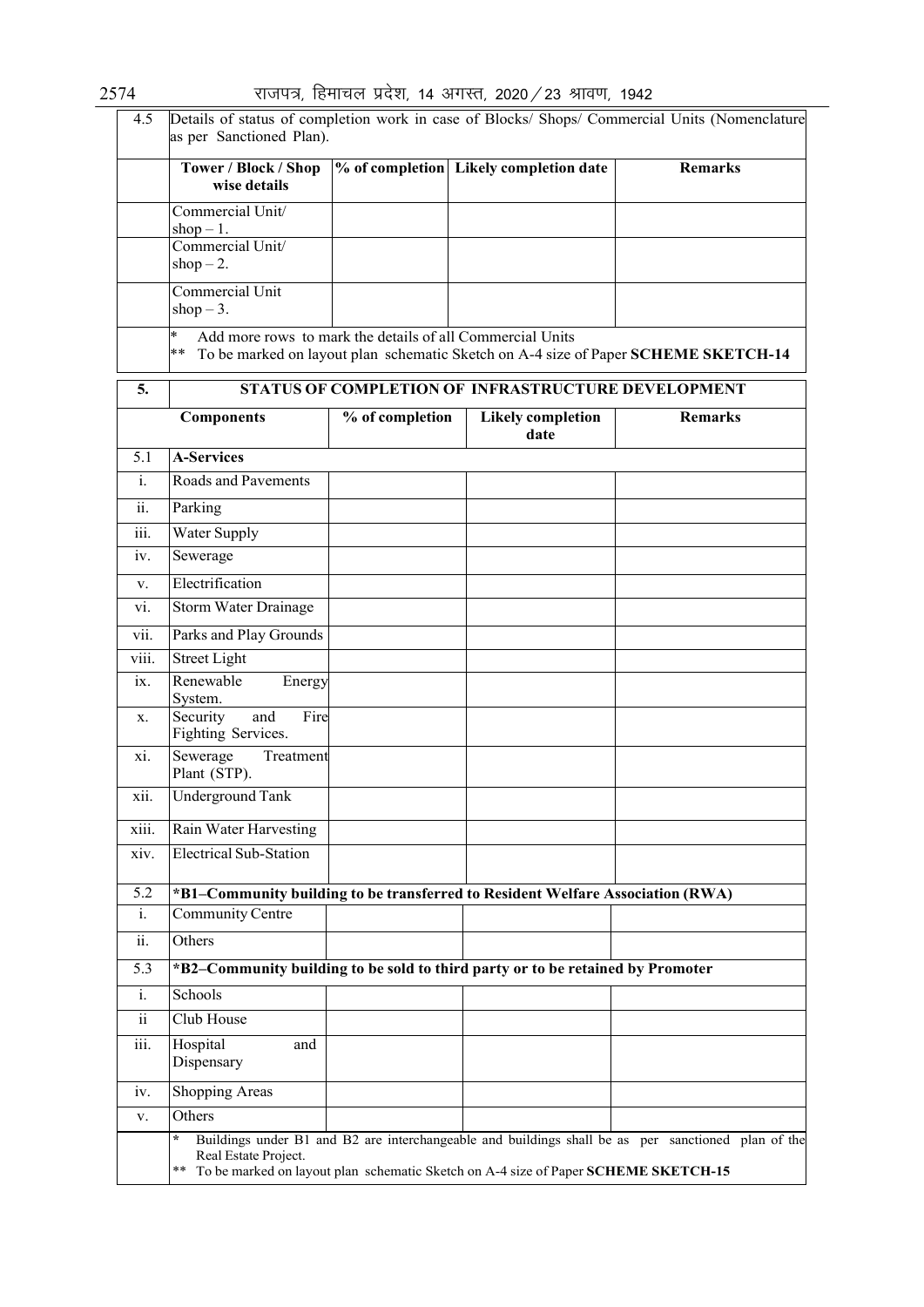| 4.5 | Details of status of completion work in case of Blocks/ Shops/ Commercial Units (Nomenclature as per Sanctioned Plan). | | | |
|---|---|---|---|---|
| | **Tower / Block / Shop wise details** | **% of completion** | **Likely completion date** | **Remarks** |
| | Commercial Unit/ shop – 1. | | | |
| | Commercial Unit/ shop – 2. | | | |
| | Commercial Unit shop – 3. | | | |
| | * Add more rows to mark the details of all Commercial Units<br>** To be marked on layout plan schematic Sketch on A-4 size of Paper **SCHEME SKETCH-14** | | | |

| **5.** | **STATUS OF COMPLETION OF INFRASTRUCTURE DEVELOPMENT** | | | |
|---|---|---|---|---|
| | **Components** | **% of completion** | **Likely completion date** | **Remarks** |
| 5.1 | **A-Services** | | | |
| i. | Roads and Pavements | | | |
| ii. | Parking | | | |
| iii. | Water Supply | | | |
| iv. | Sewerage | | | |
| v. | Electrification | | | |
| vi. | Storm Water Drainage | | | |
| vii. | Parks and Play Grounds | | | |
| viii. | Street Light | | | |
| ix. | Renewable Energy System. | | | |
| x. | Security and Fire Fighting Services. | | | |
| xi. | Sewerage Treatment Plant (STP). | | | |
| xii. | Underground Tank | | | |
| xiii. | Rain Water Harvesting | | | |
| xiv. | Electrical Sub-Station | | | |
| 5.2 | ***B1–Community building to be transferred to Resident Welfare Association (RWA)** | | | |
| i. | Community Centre | | | |
| ii. | Others | | | |
| 5.3 | ***B2–Community building to be sold to third party or to be retained by Promoter** | | | |
| i. | Schools | | | |
| ii | Club House | | | |
| iii. | Hospital and Dispensary | | | |
| iv. | Shopping Areas | | | |
| v. | Others | | | |
| | * Buildings under B1 and B2 are interchangeable and buildings shall be as per sanctioned plan of the Real Estate Project.<br>** To be marked on layout plan schematic Sketch on A-4 size of Paper **SCHEME SKETCH-15** | | | |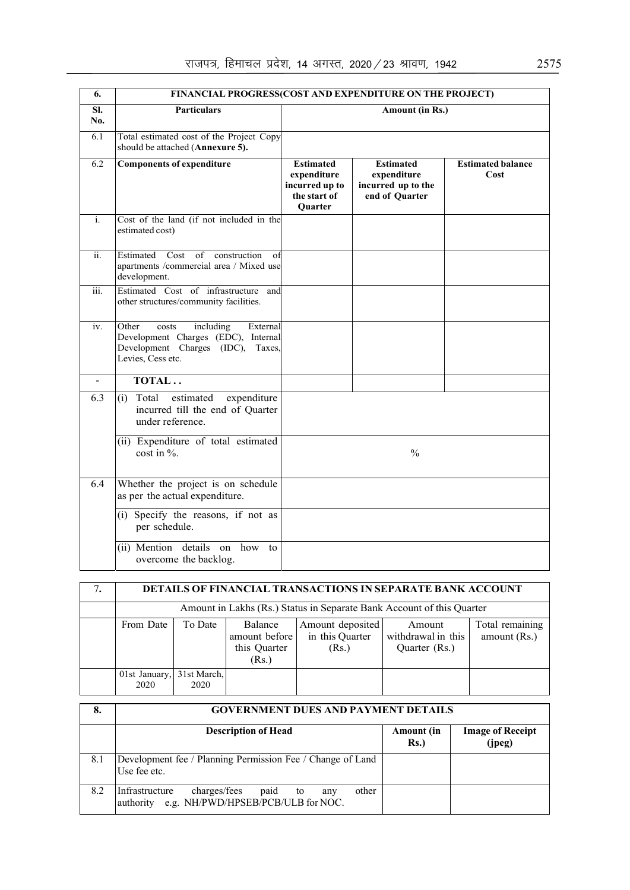| 6. | FINANCIAL PROGRESS(COST AND EXPENDITURE ON THE PROJECT) | | | |
|---|---|---|---|---|
| **Sl. No.** | **Particulars** | **Amount (in Rs.)** | | |
| 6.1 | Total estimated cost of the Project Copy should be attached (**Annexure 5).** | | | |
| 6.2 | **Components of expenditure** | **Estimated expenditure incurred up to the start of Quarter** | **Estimated expenditure incurred up to the end of Quarter** | **Estimated balance Cost** |
| i. | Cost of the land (if not included in the estimated cost) | | | |
| ii. | Estimated Cost of construction of apartments /commercial area / Mixed use development. | | | |
| iii. | Estimated Cost of infrastructure and other structures/community facilities. | | | |
| iv. | Other costs including External Development Charges (EDC), Internal Development Charges (IDC), Taxes, Levies, Cess etc. | | | |
| - | **TOTAL . .** | | | |
| 6.3 | (i) Total estimated expenditure incurred till the end of Quarter under reference. | | | |
| | (ii) Expenditure of total estimated cost in %. | % | | |
| 6.4 | Whether the project is on schedule as per the actual expenditure. | | | |
| | (i) Specify the reasons, if not as per schedule. | | | |
| | (ii) Mention details on how to overcome the backlog. | | | |

| 7. | DETAILS OF FINANCIAL TRANSACTIONS IN SEPARATE BANK ACCOUNT | | | | | |
|---|---|---|---|---|---|---|
| | Amount in Lakhs (Rs.) Status in Separate Bank Account of this Quarter | | | | | |
| | From Date | To Date | Balance amount before this Quarter (Rs.) | Amount deposited in this Quarter (Rs.) | Amount withdrawal in this Quarter (Rs.) | Total remaining amount (Rs.) |
| | 01st January, 2020 | 31st March, 2020 | | | | |

| 8. | GOVERNMENT DUES AND PAYMENT DETAILS | | |
|---|---|---|---|
| | **Description of Head** | **Amount (in Rs.)** | **Image of Receipt (jpeg)** |
| 8.1 | Development fee / Planning Permission Fee / Change of Land Use fee etc. | | |
| 8.2 | Infrastructure charges/fees paid to any other authority e.g. NH/PWD/HPSEB/PCB/ULB for NOC. | | |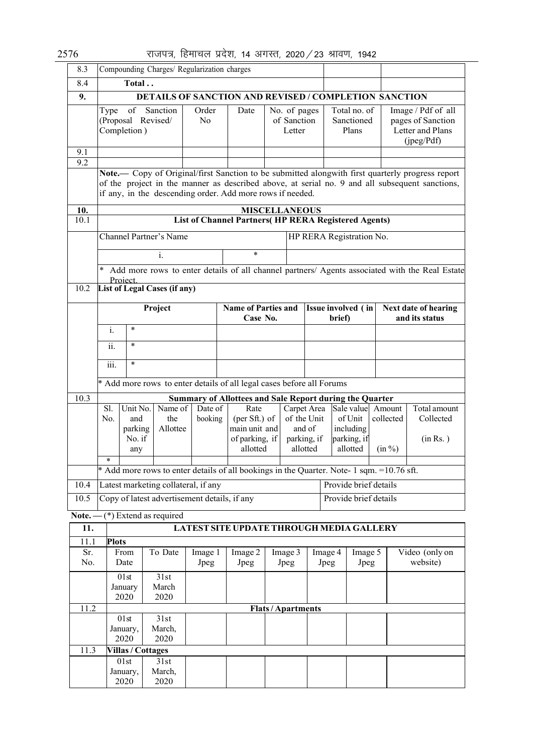| | | | | |
|---|---|---|---|---|
| 8.3 | Compounding Charges/ Regularization charges | | | |
| 8.4 | **Total . .** | | | |

| | | | | | | |
|---|---|---|---|---|---|---|
| **9.** | **DETAILS OF SANCTION AND REVISED / COMPLETION SANCTION** | | | | | |
| | Type of Sanction (Proposal Revised/ Completion ) | Order No | Date | No. of pages of Sanction Letter | Total no. of Sanctioned Plans | Image / Pdf of all pages of Sanction Letter and Plans (jpeg/Pdf) |
| 9.1 | | | | | | |
| 9.2 | | | | | | |
| | **Note.—** Copy of Original/first Sanction to be submitted alongwith first quarterly progress report of the project in the manner as described above, at serial no. 9 and all subsequent sanctions, if any, in the descending order. Add more rows if needed. | | | | | |

**10. MISCELLANEOUS**

**10.1 List of Channel Partners( HP RERA Registered Agents)**

| Channel Partner's Name | | HP RERA Registration No. |
|---|---|---|
| i. | * | |

\* Add more rows to enter details of all channel partners/ Agents associated with the Real Estate Project.

**10.2 List of Legal Cases (if any)**

| | **Project** | **Name of Parties and Case No.** | **Issue involved ( in brief)** | **Next date of hearing and its status** |
|---|---|---|---|---|
| i. | * | | | |
| ii. | * | | | |
| iii. | * | | | |

\* Add more rows to enter details of all legal cases before all Forums

**10.3 Summary of Allottees and Sale Report during the Quarter**

| Sl. No. | Unit No. and parking No. if any | Name of the Allottee | Date of booking | Rate (per Sft.) of main unit and of parking, if allotted | Carpet Area of the Unit and of parking, if allotted | Sale value of Unit including parking, if allotted | Amount collected (in %) | Total amount Collected (in Rs. ) |
|---|---|---|---|---|---|---|---|---|
| * | | | | | | | | |

\* Add more rows to enter details of all bookings in the Quarter. Note- 1 sqm. =10.76 sft.

| | | |
|---|---|---|
| 10.4 | Latest marketing collateral, if any | Provide brief details |
| 10.5 | Copy of latest advertisement details, if any | Provide brief details |

**Note. —** (*) Extend as required

**11. LATEST SITE UPDATE THROUGH MEDIA GALLERY**

| Sr. No. | From Date | To Date | Image 1 Jpeg | Image 2 Jpeg | Image 3 Jpeg | Image 4 Jpeg | Image 5 Jpeg | Video (only on website) |
|---|---|---|---|---|---|---|---|---|
| 11.1 | **Plots** | | | | | | | |
| | 01st January 2020 | 31st March 2020 | | | | | | |
| 11.2 | **Flats / Apartments** | | | | | | | |
| | 01st January, 2020 | 31st March, 2020 | | | | | | |
| 11.3 | **Villas / Cottages** | | | | | | | |
| | 01st January, 2020 | 31st March, 2020 | | | | | | |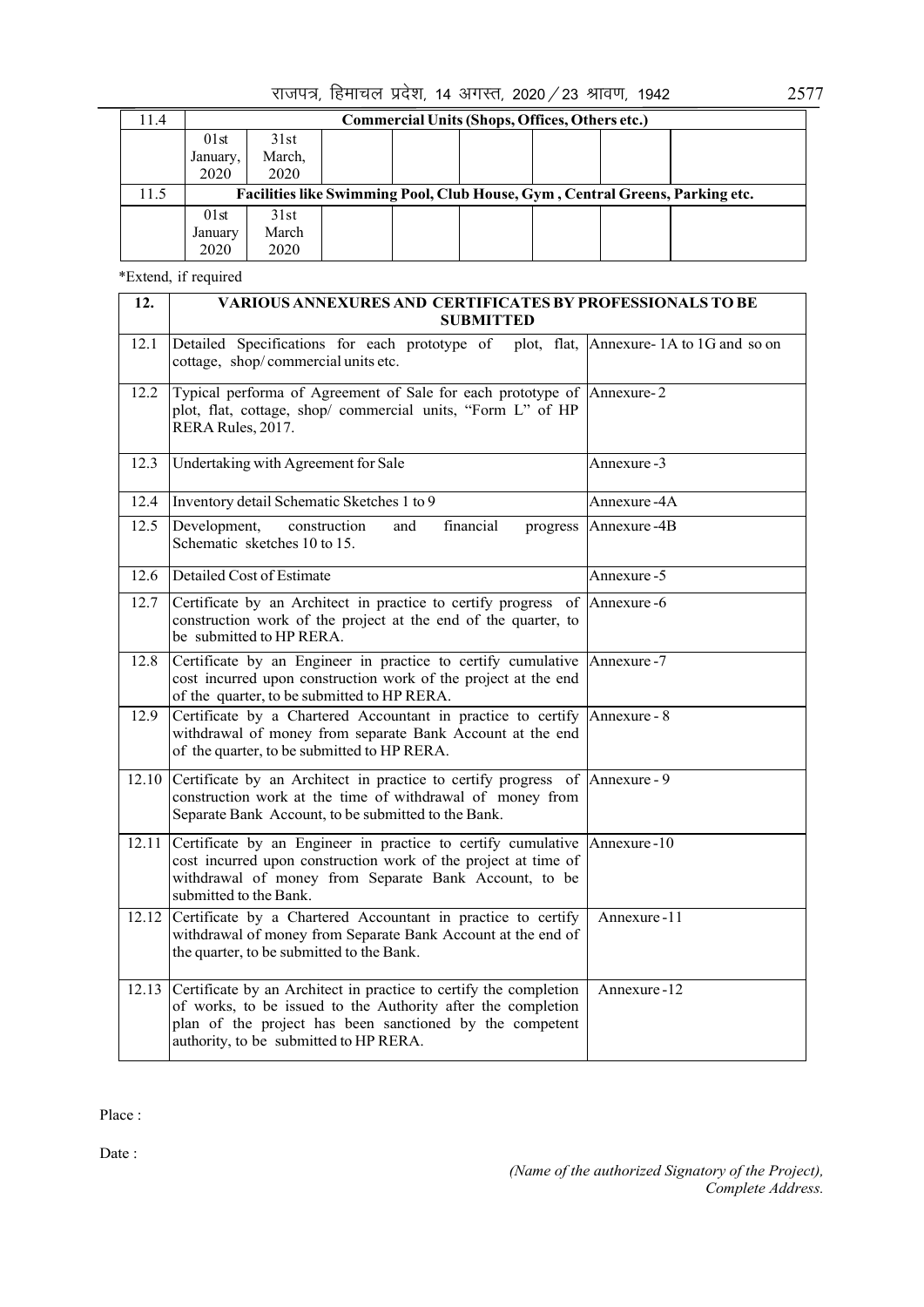| | | | | | | | | | |
|---|---|---|---|---|---|---|---|---|---|
| 11.4 | **Commercial Units (Shops, Offices, Others etc.)** | | | | | | | | |
| | 01st January, 2020 | 31st March, 2020 | | | | | | | |
| 11.5 | **Facilities like Swimming Pool, Club House, Gym , Central Greens, Parking etc.** | | | | | | | | |
| | 01st January 2020 | 31st March 2020 | | | | | | | |

*Extend, if required

| 12. | VARIOUS ANNEXURES AND CERTIFICATES BY PROFESSIONALS TO BE SUBMITTED | |
|---|---|---|
| 12.1 | Detailed Specifications for each prototype of plot, flat, cottage, shop/ commercial units etc. | Annexure- 1A to 1G and so on |
| 12.2 | Typical performa of Agreement of Sale for each prototype of plot, flat, cottage, shop/ commercial units, "Form L" of HP RERA Rules, 2017. | Annexure- 2 |
| 12.3 | Undertaking with Agreement for Sale | Annexure -3 |
| 12.4 | Inventory detail Schematic Sketches 1 to 9 | Annexure -4A |
| 12.5 | Development, construction and financial progress Schematic sketches 10 to 15. | Annexure -4B |
| 12.6 | Detailed Cost of Estimate | Annexure -5 |
| 12.7 | Certificate by an Architect in practice to certify progress of construction work of the project at the end of the quarter, to be submitted to HP RERA. | Annexure -6 |
| 12.8 | Certificate by an Engineer in practice to certify cumulative cost incurred upon construction work of the project at the end of the quarter, to be submitted to HP RERA. | Annexure -7 |
| 12.9 | Certificate by a Chartered Accountant in practice to certify withdrawal of money from separate Bank Account at the end of the quarter, to be submitted to HP RERA. | Annexure - 8 |
| 12.10 | Certificate by an Architect in practice to certify progress of construction work at the time of withdrawal of money from Separate Bank Account, to be submitted to the Bank. | Annexure - 9 |
| 12.11 | Certificate by an Engineer in practice to certify cumulative cost incurred upon construction work of the project at time of withdrawal of money from Separate Bank Account, to be submitted to the Bank. | Annexure -10 |
| 12.12 | Certificate by a Chartered Accountant in practice to certify withdrawal of money from Separate Bank Account at the end of the quarter, to be submitted to the Bank. | Annexure -11 |
| 12.13 | Certificate by an Architect in practice to certify the completion of works, to be issued to the Authority after the completion plan of the project has been sanctioned by the competent authority, to be submitted to HP RERA. | Annexure -12 |

Place :

Date :

*(Name of the authorized Signatory of the Project),*
*Complete Address.*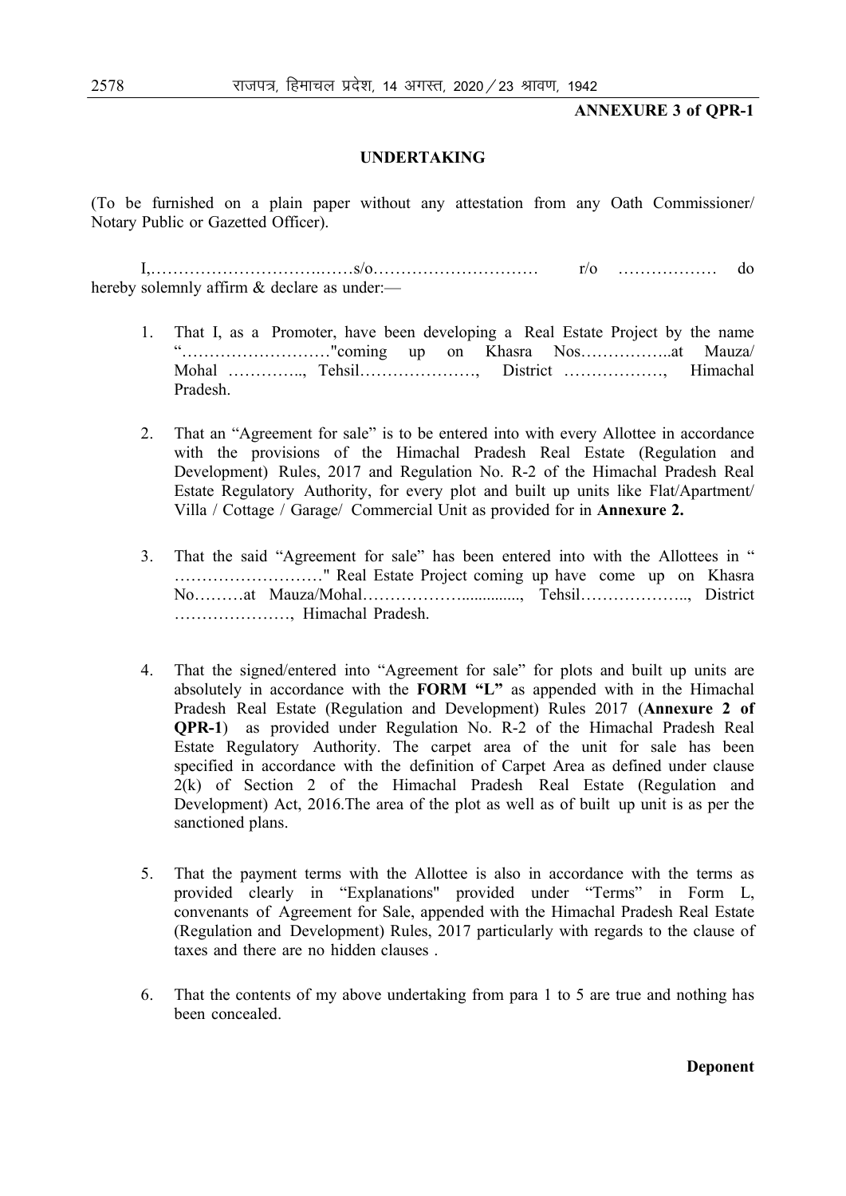**ANNEXURE 3 of QPR-1**

## UNDERTAKING

(To be furnished on a plain paper without any attestation from any Oath Commissioner/ Notary Public or Gazetted Officer).

I,……………………………s/o………………………… r/o ……………… do hereby solemnly affirm & declare as under:—

1. That I, as a Promoter, have been developing a Real Estate Project by the name "………………………"coming up on Khasra Nos……………..at Mauza/ Mohal ………….., Tehsil…………………, District ………………, Himachal Pradesh.

2. That an "Agreement for sale" is to be entered into with every Allottee in accordance with the provisions of the Himachal Pradesh Real Estate (Regulation and Development) Rules, 2017 and Regulation No. R-2 of the Himachal Pradesh Real Estate Regulatory Authority, for every plot and built up units like Flat/Apartment/ Villa / Cottage / Garage/ Commercial Unit as provided for in **Annexure 2.**

3. That the said "Agreement for sale" has been entered into with the Allottees in " ………………………" Real Estate Project coming up have come up on Khasra No………at Mauza/Mohal……………….............., Tehsil……………….., District …………………, Himachal Pradesh.

4. That the signed/entered into "Agreement for sale" for plots and built up units are absolutely in accordance with the **FORM "L"** as appended with in the Himachal Pradesh Real Estate (Regulation and Development) Rules 2017 (**Annexure 2 of QPR-1**) as provided under Regulation No. R-2 of the Himachal Pradesh Real Estate Regulatory Authority. The carpet area of the unit for sale has been specified in accordance with the definition of Carpet Area as defined under clause 2(k) of Section 2 of the Himachal Pradesh Real Estate (Regulation and Development) Act, 2016.The area of the plot as well as of built up unit is as per the sanctioned plans.

5. That the payment terms with the Allottee is also in accordance with the terms as provided clearly in "Explanations" provided under "Terms" in Form L, convenants of Agreement for Sale, appended with the Himachal Pradesh Real Estate (Regulation and Development) Rules, 2017 particularly with regards to the clause of taxes and there are no hidden clauses .

6. That the contents of my above undertaking from para 1 to 5 are true and nothing has been concealed.

**Deponent**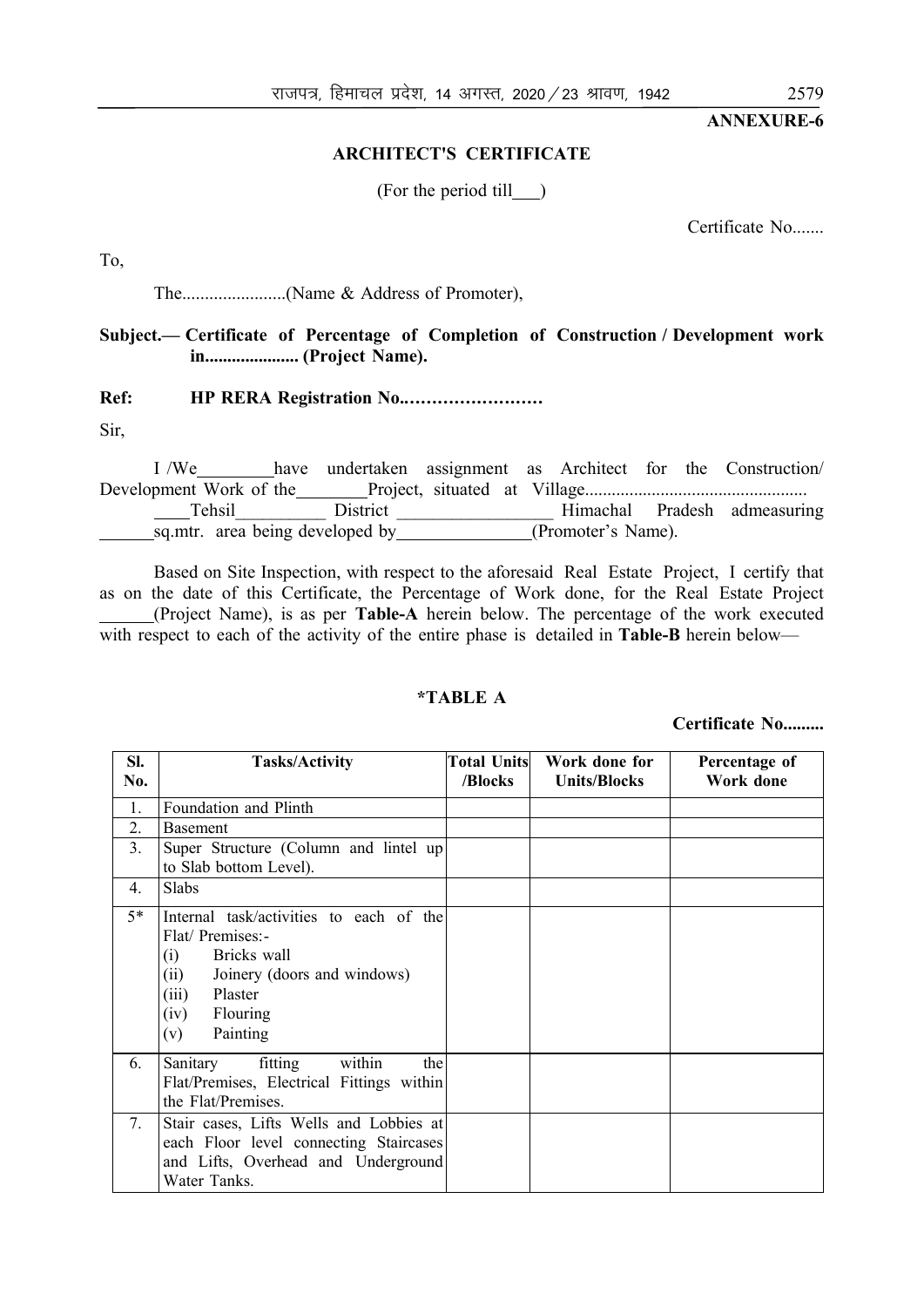**ANNEXURE-6**

## ARCHITECT'S CERTIFICATE

(For the period till\_\_\_)

Certificate No.......

To,

The......................(Name & Address of Promoter),

**Subject.— Certificate of Percentage of Completion of Construction / Development work in..................... (Project Name).**

**Ref: HP RERA Registration No.........................**

Sir,

I /We\_\_\_\_\_\_\_\_have undertaken assignment as Architect for the Construction/ Development Work of the\_\_\_\_\_\_\_\_Project, situated at Village................................................. \_\_\_\_Tehsil\_\_\_\_\_\_\_\_\_\_ District \_\_\_\_\_\_\_\_\_\_\_\_\_\_\_\_\_ Himachal Pradesh admeasuring \_\_\_\_\_\_sq.mtr. area being developed by\_\_\_\_\_\_\_\_\_\_\_\_\_\_\_(Promoter's Name).

Based on Site Inspection, with respect to the aforesaid Real Estate Project, I certify that as on the date of this Certificate, the Percentage of Work done, for the Real Estate Project \_\_\_\_\_\_(Project Name), is as per **Table-A** herein below. The percentage of the work executed with respect to each of the activity of the entire phase is detailed in **Table-B** herein below—

**\*TABLE A**

**Certificate No.........**

| Sl. No. | Tasks/Activity | Total Units /Blocks | Work done for Units/Blocks | Percentage of Work done |
|---|---|---|---|---|
| 1. | Foundation and Plinth | | | |
| 2. | Basement | | | |
| 3. | Super Structure (Column and lintel up to Slab bottom Level). | | | |
| 4. | Slabs | | | |
| 5* | Internal task/activities to each of the Flat/ Premises:- (i) Bricks wall (ii) Joinery (doors and windows) (iii) Plaster (iv) Flouring (v) Painting | | | |
| 6. | Sanitary fitting within the Flat/Premises, Electrical Fittings within the Flat/Premises. | | | |
| 7. | Stair cases, Lifts Wells and Lobbies at each Floor level connecting Staircases and Lifts, Overhead and Underground Water Tanks. | | | |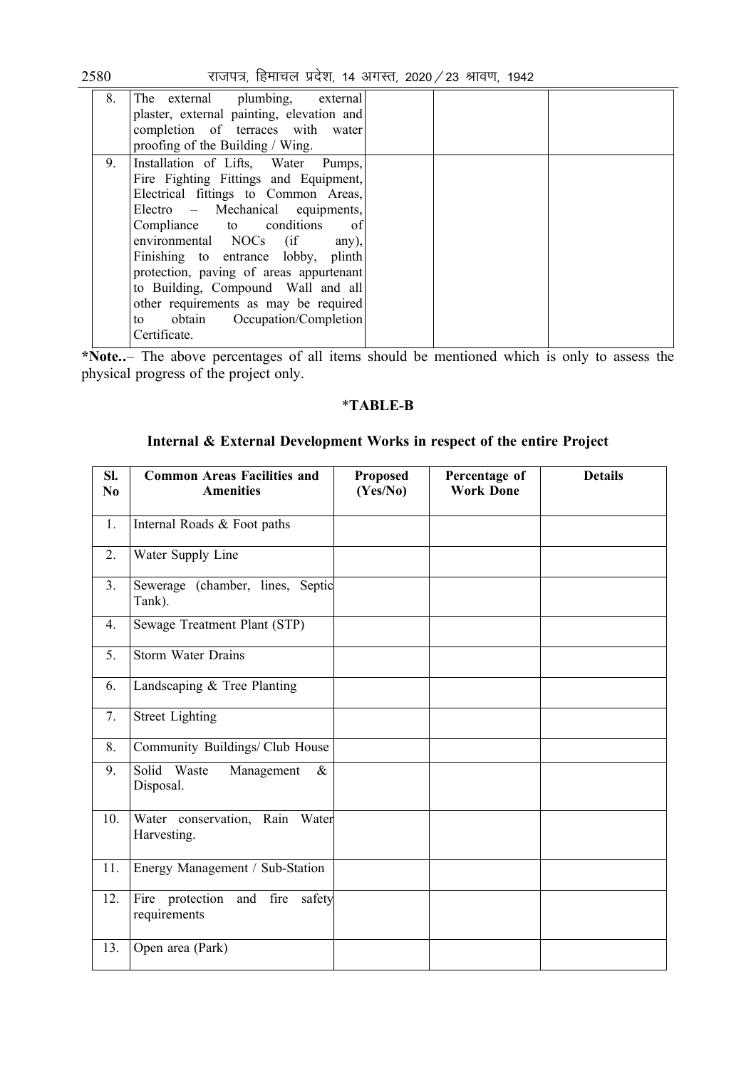| | | | | |
|---|---|---|---|---|
| 8. | The external plumbing, external plaster, external painting, elevation and completion of terraces with water proofing of the Building / Wing. | | | |
| 9. | Installation of Lifts, Water Pumps, Fire Fighting Fittings and Equipment, Electrical fittings to Common Areas, Electro – Mechanical equipments, Compliance to conditions of environmental NOCs (if any), Finishing to entrance lobby, plinth protection, paving of areas appurtenant to Building, Compound Wall and all other requirements as may be required to obtain Occupation/Completion Certificate. | | | |

***Note..**– The above percentages of all items should be mentioned which is only to assess the physical progress of the project only.

### *TABLE-B

### Internal & External Development Works in respect of the entire Project

| Sl. No | Common Areas Facilities and Amenities | Proposed (Yes/No) | Percentage of Work Done | Details |
|---|---|---|---|---|
| 1. | Internal Roads & Foot paths | | | |
| 2. | Water Supply Line | | | |
| 3. | Sewerage (chamber, lines, Septic Tank). | | | |
| 4. | Sewage Treatment Plant (STP) | | | |
| 5. | Storm Water Drains | | | |
| 6. | Landscaping & Tree Planting | | | |
| 7. | Street Lighting | | | |
| 8. | Community Buildings/ Club House | | | |
| 9. | Solid Waste Management & Disposal. | | | |
| 10. | Water conservation, Rain Water Harvesting. | | | |
| 11. | Energy Management / Sub-Station | | | |
| 12. | Fire protection and fire safety requirements | | | |
| 13. | Open area (Park) | | | |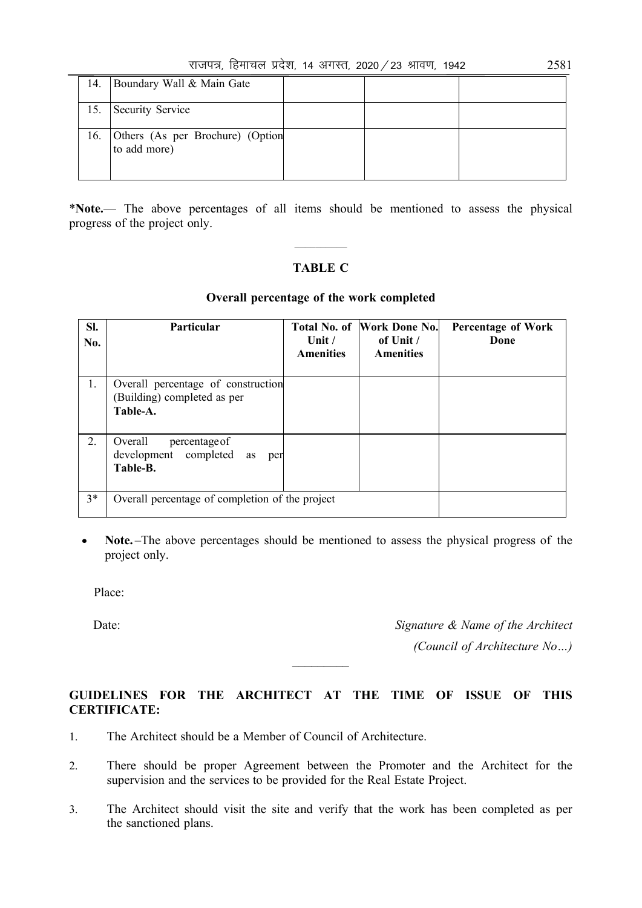| | | | | |
|---|---|---|---|---|
| 14. | Boundary Wall & Main Gate | | | |
| 15. | Security Service | | | |
| 16. | Others (As per Brochure) (Option to add more) | | | |

*__Note.__— The above percentages of all items should be mentioned to assess the physical progress of the project only.

---

**TABLE C**

**Overall percentage of the work completed**

| Sl. No. | Particular | Total No. of Unit / Amenities | Work Done No. of Unit / Amenities | Percentage of Work Done |
|---|---|---|---|---|
| 1. | Overall percentage of construction (Building) completed as per **Table-A.** | | | |
| 2. | Overall percentage of development completed as per **Table-B.** | | | |
| 3* | Overall percentage of completion of the project | | | |

- **Note.**–The above percentages should be mentioned to assess the physical progress of the project only.

Place:

Date: *Signature & Name of the Architect*

*(Council of Architecture No…)*

---

**GUIDELINES FOR THE ARCHITECT AT THE TIME OF ISSUE OF THIS CERTIFICATE:**

1. The Architect should be a Member of Council of Architecture.
2. There should be proper Agreement between the Promoter and the Architect for the supervision and the services to be provided for the Real Estate Project.
3. The Architect should visit the site and verify that the work has been completed as per the sanctioned plans.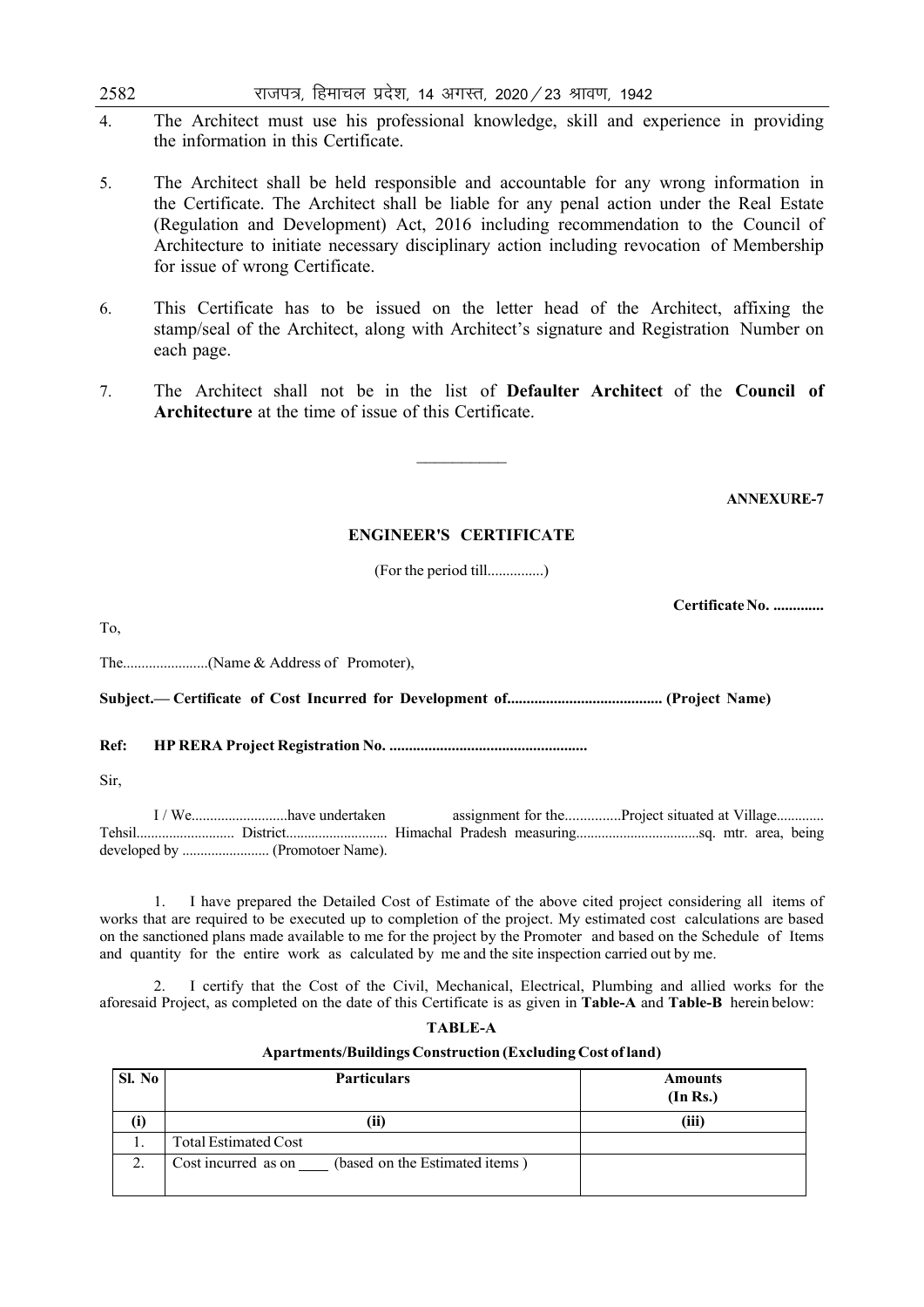4. The Architect must use his professional knowledge, skill and experience in providing the information in this Certificate.

5. The Architect shall be held responsible and accountable for any wrong information in the Certificate. The Architect shall be liable for any penal action under the Real Estate (Regulation and Development) Act, 2016 including recommendation to the Council of Architecture to initiate necessary disciplinary action including revocation of Membership for issue of wrong Certificate.

6. This Certificate has to be issued on the letter head of the Architect, affixing the stamp/seal of the Architect, along with Architect's signature and Registration Number on each page.

7. The Architect shall not be in the list of **Defaulter Architect** of the **Council of Architecture** at the time of issue of this Certificate.

---

**ANNEXURE-7**

## ENGINEER'S CERTIFICATE

(For the period till...............)

**Certificate No. .............**

To,

The.......................(Name & Address of Promoter),

**Subject.— Certificate of Cost Incurred for Development of....................................... (Project Name)**

**Ref: HP RERA Project Registration No. ..................................................**

Sir,

I / We..........................have undertaken assignment for the...............Project situated at Village............ Tehsil........................... District............................ Himachal Pradesh measuring.................................sq. mtr. area, being developed by ........................ (Promotoer Name).

1. I have prepared the Detailed Cost of Estimate of the above cited project considering all items of works that are required to be executed up to completion of the project. My estimated cost calculations are based on the sanctioned plans made available to me for the project by the Promoter and based on the Schedule of Items and quantity for the entire work as calculated by me and the site inspection carried out by me.

2. I certify that the Cost of the Civil, Mechanical, Electrical, Plumbing and allied works for the aforesaid Project, as completed on the date of this Certificate is as given in **Table-A** and **Table-B** herein below:

**TABLE-A**

**Apartments/Buildings Construction (Excluding Cost of land)**

| Sl. No | Particulars | Amounts (In Rs.) |
|---|---|---|
| (i) | (ii) | (iii) |
| 1. | Total Estimated Cost | |
| 2. | Cost incurred as on ____ (based on the Estimated items ) | |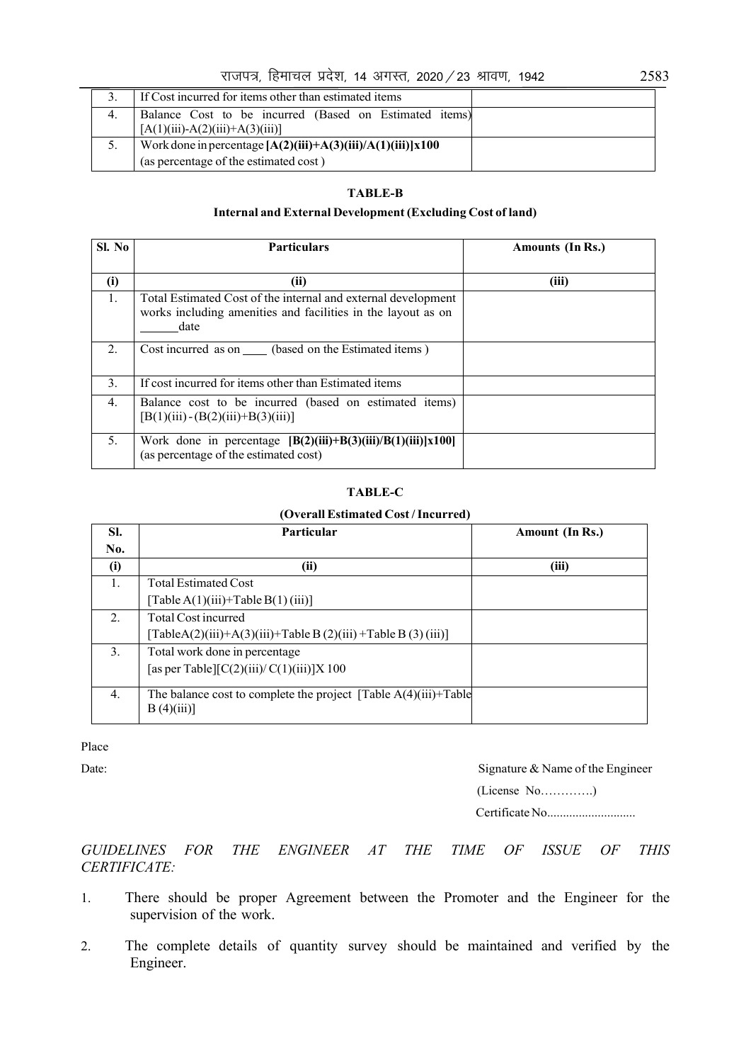| | | |
|---|---|---|
| 3. | If Cost incurred for items other than estimated items | |
| 4. | Balance Cost to be incurred (Based on Estimated items) [A(1)(iii)-A(2)(iii)+A(3)(iii)] | |
| 5. | Work done in percentage **[A(2)(iii)+A(3)(iii)/A(1)(iii)]x100** (as percentage of the estimated cost ) | |

**TABLE-B**

**Internal and External Development (Excluding Cost of land)**

| Sl. No | Particulars | Amounts (In Rs.) |
|---|---|---|
| **(i)** | **(ii)** | **(iii)** |
| 1. | Total Estimated Cost of the internal and external development works including amenities and facilities in the layout as on ______date | |
| 2. | Cost incurred as on ____ (based on the Estimated items ) | |
| 3. | If cost incurred for items other than Estimated items | |
| 4. | Balance cost to be incurred (based on estimated items) [B(1)(iii) - (B(2)(iii)+B(3)(iii)] | |
| 5. | Work done in percentage **[B(2)(iii)+B(3)(iii)/B(1)(iii)]x100]** (as percentage of the estimated cost) | |

**TABLE-C**

**(Overall Estimated Cost / Incurred)**

| Sl. No. | Particular | Amount (In Rs.) |
|---|---|---|
| **(i)** | **(ii)** | **(iii)** |
| 1. | Total Estimated Cost [Table A(1)(iii)+Table B(1) (iii)] | |
| 2. | Total Cost incurred [TableA(2)(iii)+A(3)(iii)+Table B (2)(iii) +Table B (3) (iii)] | |
| 3. | Total work done in percentage [as per Table][C(2)(iii)/ C(1)(iii)]X 100 | |
| 4. | The balance cost to complete the project [Table A(4)(iii)+Table B (4)(iii)] | |

Place

Date:

Signature & Name of the Engineer

(License No………….)

Certificate No............................

*GUIDELINES FOR THE ENGINEER AT THE TIME OF ISSUE OF THIS CERTIFICATE:*

1. There should be proper Agreement between the Promoter and the Engineer for the supervision of the work.

2. The complete details of quantity survey should be maintained and verified by the Engineer.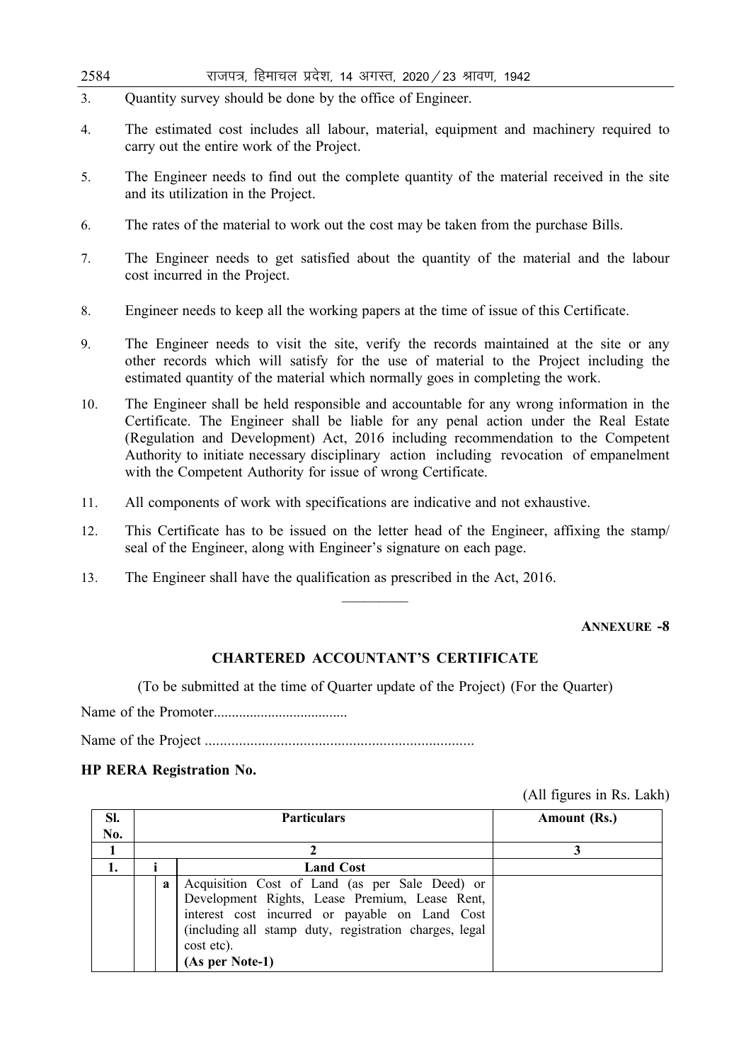3. Quantity survey should be done by the office of Engineer.

4. The estimated cost includes all labour, material, equipment and machinery required to carry out the entire work of the Project.

5. The Engineer needs to find out the complete quantity of the material received in the site and its utilization in the Project.

6. The rates of the material to work out the cost may be taken from the purchase Bills.

7. The Engineer needs to get satisfied about the quantity of the material and the labour cost incurred in the Project.

8. Engineer needs to keep all the working papers at the time of issue of this Certificate.

9. The Engineer needs to visit the site, verify the records maintained at the site or any other records which will satisfy for the use of material to the Project including the estimated quantity of the material which normally goes in completing the work.

10. The Engineer shall be held responsible and accountable for any wrong information in the Certificate. The Engineer shall be liable for any penal action under the Real Estate (Regulation and Development) Act, 2016 including recommendation to the Competent Authority to initiate necessary disciplinary action including revocation of empanelment with the Competent Authority for issue of wrong Certificate.

11. All components of work with specifications are indicative and not exhaustive.

12. This Certificate has to be issued on the letter head of the Engineer, affixing the stamp/ seal of the Engineer, along with Engineer's signature on each page.

13. The Engineer shall have the qualification as prescribed in the Act, 2016.

---

**ANNEXURE -8**

## CHARTERED ACCOUNTANT'S CERTIFICATE

(To be submitted at the time of Quarter update of the Project) (For the Quarter)

Name of the Promoter....................................

Name of the Project .......................................................................

**HP RERA Registration No.**

(All figures in Rs. Lakh)

| Sl. No. | | | Particulars | Amount (Rs.) |
|---|---|---|---|---|
| 1 | | | 2 | 3 |
| 1. | i | | **Land Cost** | |
| | | a | Acquisition Cost of Land (as per Sale Deed) or Development Rights, Lease Premium, Lease Rent, interest cost incurred or payable on Land Cost (including all stamp duty, registration charges, legal cost etc). **(As per Note-1)** | |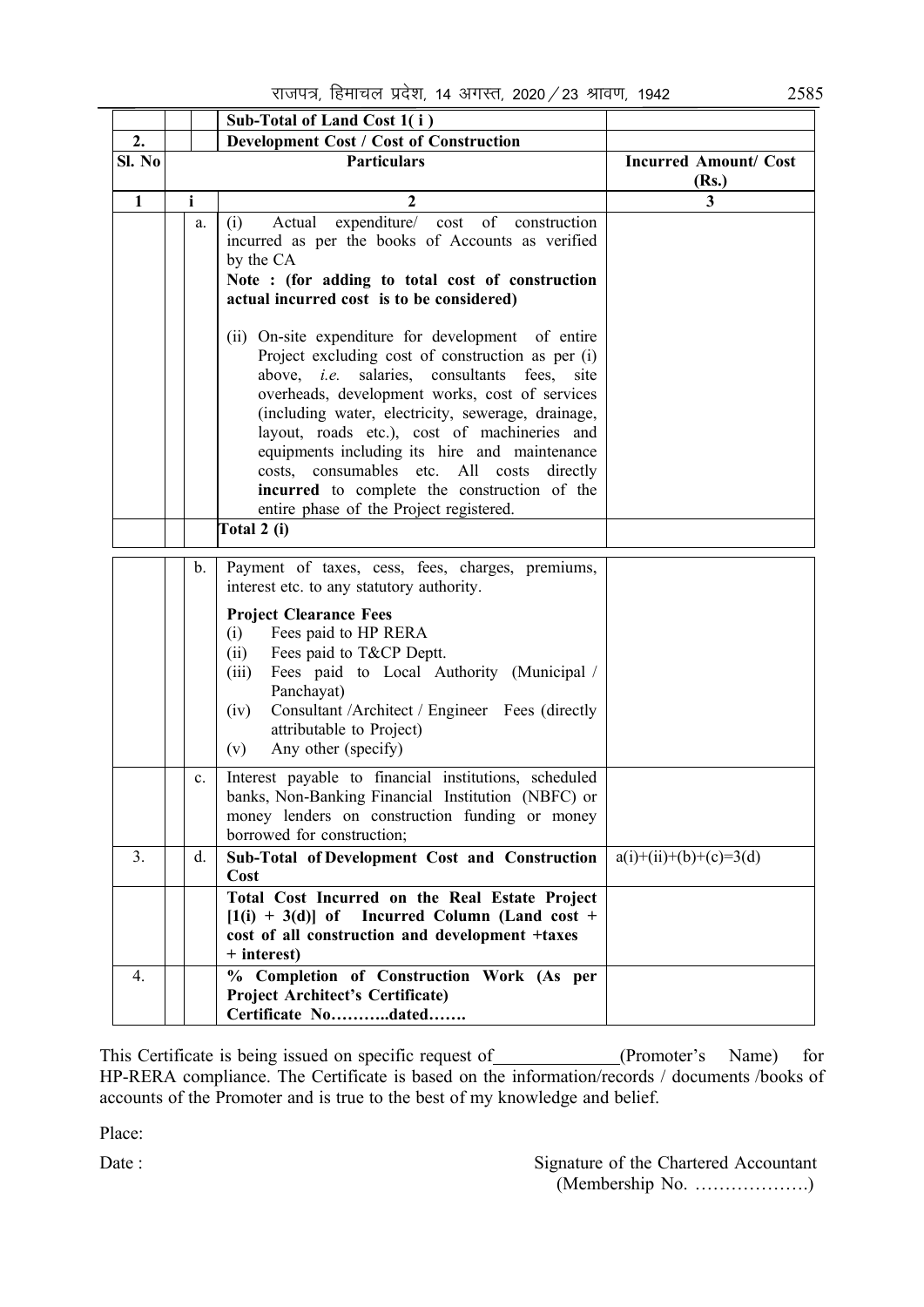| | | | Sub-Total of Land Cost 1( i ) | |
|---|---|---|---|---|
| **2.** | | | **Development Cost / Cost of Construction** | |
| **Sl. No** | | | **Particulars** | **Incurred Amount/ Cost (Rs.)** |
| **1** | **i** | | **2** | **3** |
| | a. | | (i) Actual expenditure/ cost of construction incurred as per the books of Accounts as verified by the CA<br>**Note : (for adding to total cost of construction actual incurred cost is to be considered)**<br><br>(ii) On-site expenditure for development of entire Project excluding cost of construction as per (i) above, *i.e.* salaries, consultants fees, site overheads, development works, cost of services (including water, electricity, sewerage, drainage, layout, roads etc.), cost of machineries and equipments including its hire and maintenance costs, consumables etc. All costs directly **incurred** to complete the construction of the entire phase of the Project registered. | |
| | | | Total 2 (i) | |
| | b. | | Payment of taxes, cess, fees, charges, premiums, interest etc. to any statutory authority.<br><br>**Project Clearance Fees**<br>(i) Fees paid to HP RERA<br>(ii) Fees paid to T&CP Deptt.<br>(iii) Fees paid to Local Authority (Municipal / Panchayat)<br>(iv) Consultant /Architect / Engineer Fees (directly attributable to Project)<br>(v) Any other (specify) | |
| | c. | | Interest payable to financial institutions, scheduled banks, Non-Banking Financial Institution (NBFC) or money lenders on construction funding or money borrowed for construction; | |
| 3. | d. | | **Sub-Total of Development Cost and Construction Cost** | a(i)+(ii)+(b)+(c)=3(d) |
| | | | **Total Cost Incurred on the Real Estate Project [1(i) + 3(d)] of Incurred Column (Land cost + cost of all construction and development +taxes + interest)** | |
| 4. | | | **% Completion of Construction Work (As per Project Architect's Certificate) Certificate No………..dated…….** | |

This Certificate is being issued on specific request of______________(Promoter's Name) for HP-RERA compliance. The Certificate is based on the information/records / documents /books of accounts of the Promoter and is true to the best of my knowledge and belief.

Place:

Date :

Signature of the Chartered Accountant
(Membership No. ……………….)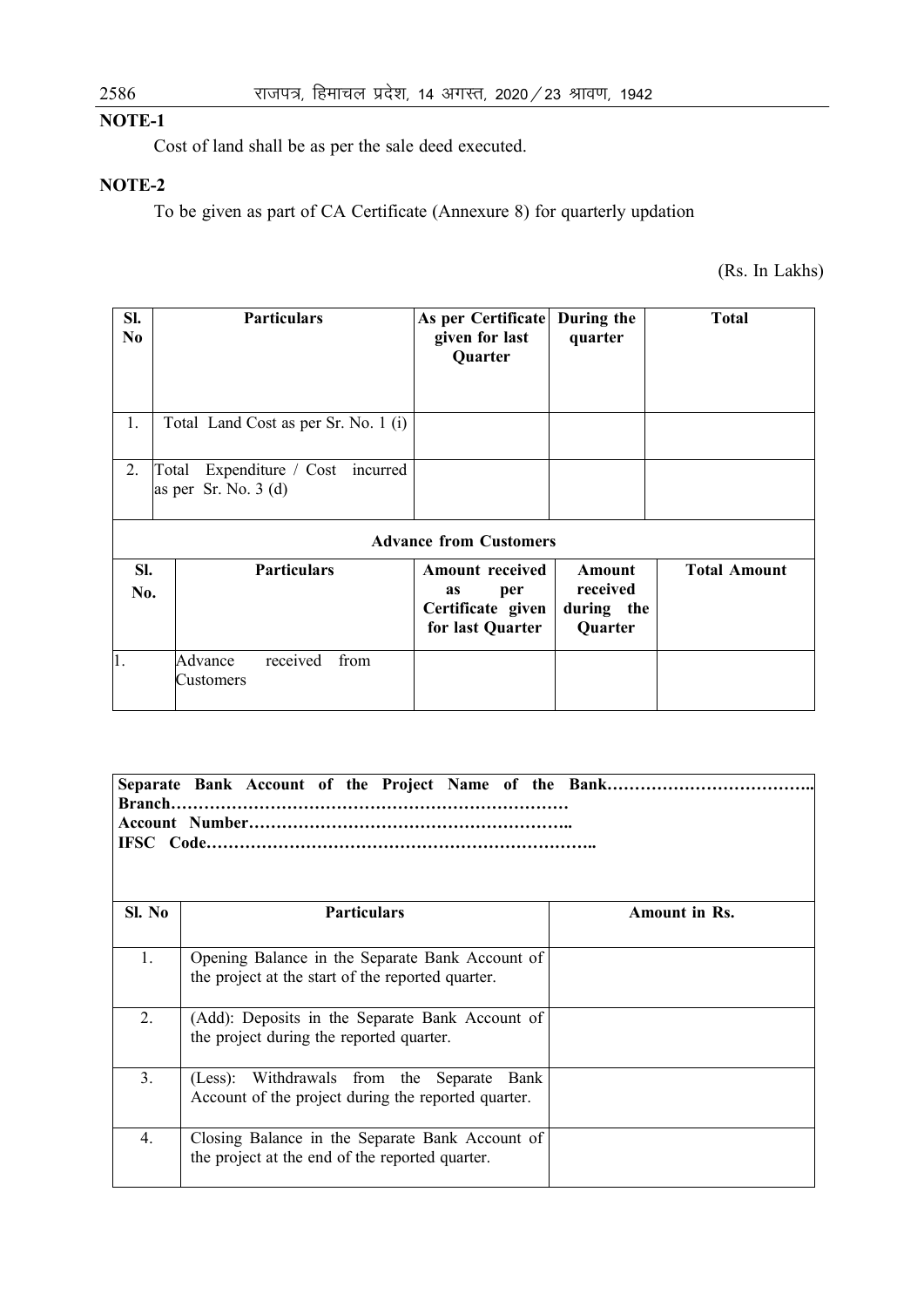**NOTE-1**

Cost of land shall be as per the sale deed executed.

**NOTE-2**

To be given as part of CA Certificate (Annexure 8) for quarterly updation

(Rs. In Lakhs)

| Sl. No | Particulars | As per Certificate given for last Quarter | During the quarter | Total |
|---|---|---|---|---|
| 1. | Total Land Cost as per Sr. No. 1 (i) | | | |
| 2. | Total Expenditure / Cost incurred as per Sr. No. 3 (d) | | | |

**Advance from Customers**

| Sl. No. | Particulars | Amount received as per Certificate given for last Quarter | Amount received during the Quarter | Total Amount |
|---|---|---|---|---|
| 1. | Advance received from Customers | | | |

**Separate Bank Account of the Project Name of the Bank……………………………….**
**Branch………………………………………………………………**
**Account Number…………………………………………………..**
**IFSC Code……………………………………………………………..**

| Sl. No | Particulars | Amount in Rs. |
|---|---|---|
| 1. | Opening Balance in the Separate Bank Account of the project at the start of the reported quarter. | |
| 2. | (Add): Deposits in the Separate Bank Account of the project during the reported quarter. | |
| 3. | (Less): Withdrawals from the Separate Bank Account of the project during the reported quarter. | |
| 4. | Closing Balance in the Separate Bank Account of the project at the end of the reported quarter. | |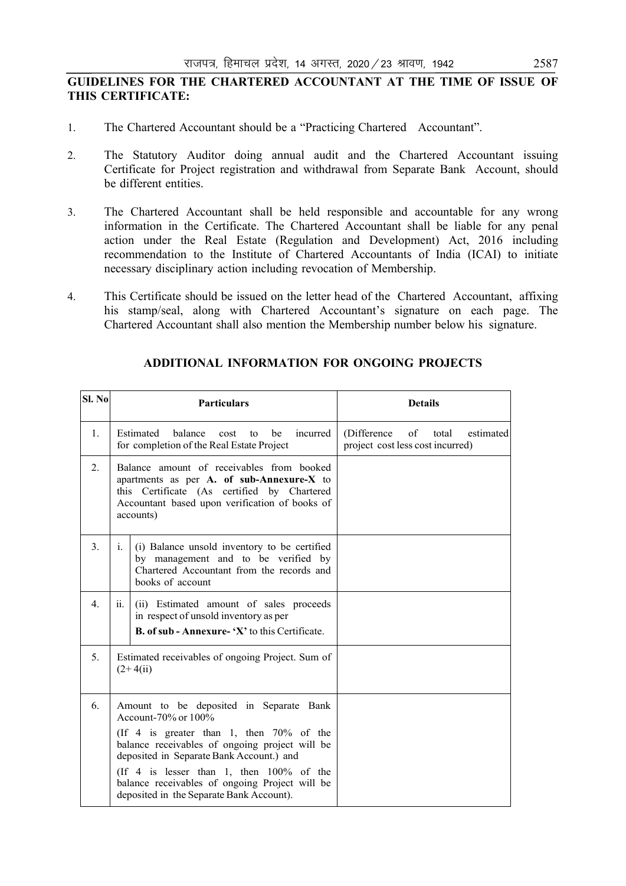**GUIDELINES FOR THE CHARTERED ACCOUNTANT AT THE TIME OF ISSUE OF THIS CERTIFICATE:**

1. The Chartered Accountant should be a "Practicing Chartered Accountant".

2. The Statutory Auditor doing annual audit and the Chartered Accountant issuing Certificate for Project registration and withdrawal from Separate Bank Account, should be different entities.

3. The Chartered Accountant shall be held responsible and accountable for any wrong information in the Certificate. The Chartered Accountant shall be liable for any penal action under the Real Estate (Regulation and Development) Act, 2016 including recommendation to the Institute of Chartered Accountants of India (ICAI) to initiate necessary disciplinary action including revocation of Membership.

4. This Certificate should be issued on the letter head of the Chartered Accountant, affixing his stamp/seal, along with Chartered Accountant's signature on each page. The Chartered Accountant shall also mention the Membership number below his signature.

## ADDITIONAL INFORMATION FOR ONGOING PROJECTS

| Sl. No | | Particulars | Details |
|---|---|---|---|
| 1. | | Estimated balance cost to be incurred for completion of the Real Estate Project | (Difference of total estimated project cost less cost incurred) |
| 2. | | Balance amount of receivables from booked apartments as per **A. of sub-Annexure-X** to this Certificate (As certified by Chartered Accountant based upon verification of books of accounts) | |
| 3. | i. | (i) Balance unsold inventory to be certified by management and to be verified by Chartered Accountant from the records and books of account | |
| 4. | ii. | (ii) Estimated amount of sales proceeds in respect of unsold inventory as per **B. of sub - Annexure- 'X'** to this Certificate. | |
| 5. | | Estimated receivables of ongoing Project. Sum of (2+ 4(ii) | |
| 6. | | Amount to be deposited in Separate Bank Account-70% or 100%<br>(If 4 is greater than 1, then 70% of the balance receivables of ongoing project will be deposited in Separate Bank Account.) and<br>(If 4 is lesser than 1, then 100% of the balance receivables of ongoing Project will be deposited in the Separate Bank Account). | |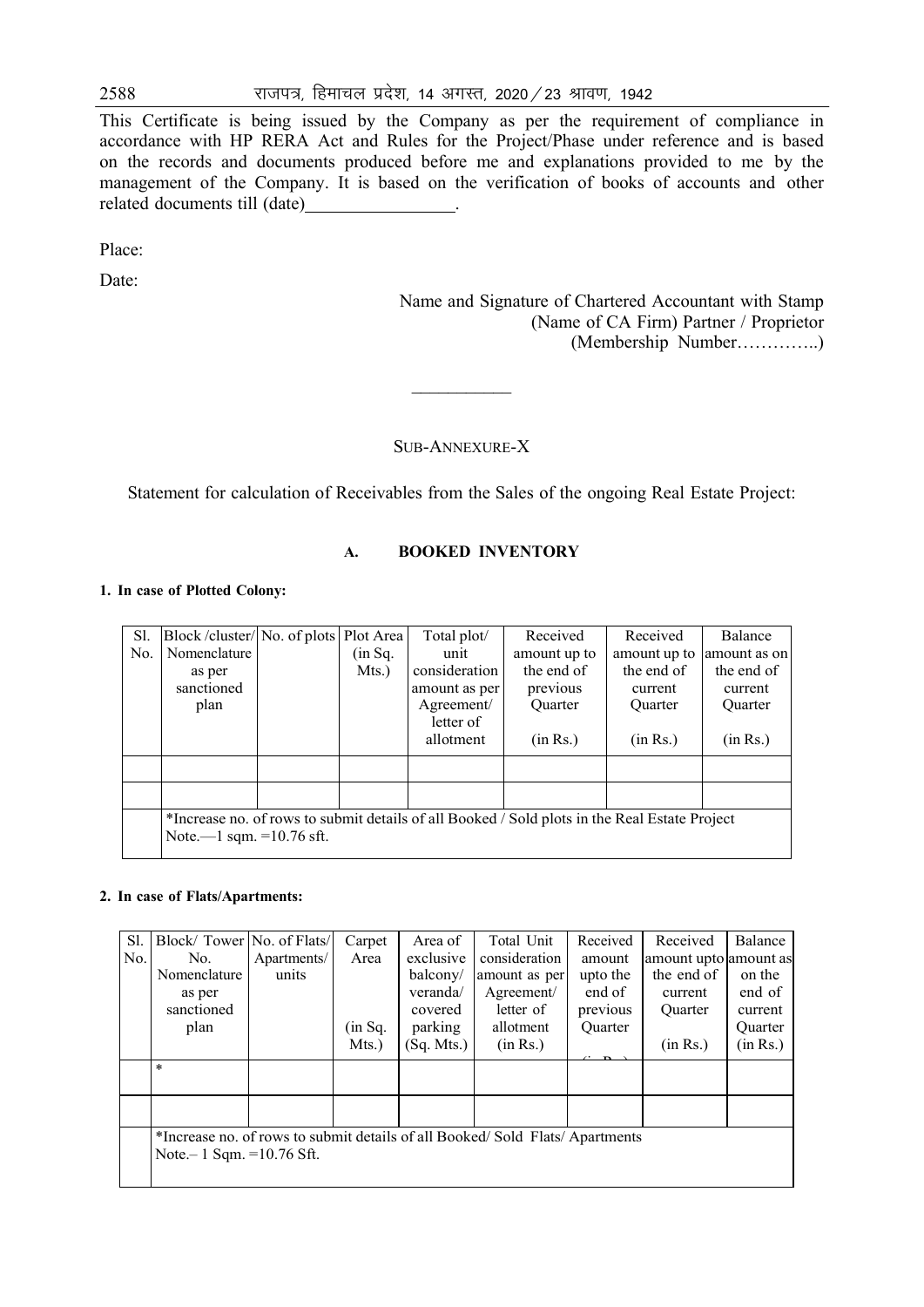This Certificate is being issued by the Company as per the requirement of compliance in accordance with HP RERA Act and Rules for the Project/Phase under reference and is based on the records and documents produced before me and explanations provided to me by the management of the Company. It is based on the verification of books of accounts and other related documents till (date)________________.

Place:

Date:

Name and Signature of Chartered Accountant with Stamp
(Name of CA Firm) Partner / Proprietor
(Membership Number…………..)

---

SUB-ANNEXURE-X

Statement for calculation of Receivables from the Sales of the ongoing Real Estate Project:

**A. BOOKED INVENTORY**

**1. In case of Plotted Colony:**

| Sl. No. | Block /cluster/ Nomenclature as per sanctioned plan | No. of plots | Plot Area (in Sq. Mts.) | Total plot/ unit consideration amount as per Agreement/ letter of allotment | Received amount up to the end of previous Quarter (in Rs.) | Received amount up to the end of current Quarter (in Rs.) | Balance amount as on the end of current Quarter (in Rs.) |
|---|---|---|---|---|---|---|---|
| | | | | | | | |
| | | | | | | | |
| | *Increase no. of rows to submit details of all Booked / Sold plots in the Real Estate Project Note.—1 sqm. =10.76 sft. | | | | | | |

**2. In case of Flats/Apartments:**

| Sl. No. | Block/ Tower No. Nomenclature as per sanctioned plan | No. of Flats/ Apartments/ units | Carpet Area (in Sq. Mts.) | Area of exclusive balcony/ veranda/ covered parking (Sq. Mts.) | Total Unit consideration amount as per Agreement/ letter of allotment (in Rs.) | Received amount upto the end of previous Quarter (in Rs.) | Received amount upto the end of current Quarter (in Rs.) | Balance amount as on the end of current Quarter (in Rs.) |
|---|---|---|---|---|---|---|---|---|
| | * | | | | | | | |
| | | | | | | | | |
| | *Increase no. of rows to submit details of all Booked/ Sold Flats/ Apartments Note.– 1 Sqm. =10.76 Sft. | | | | | | | |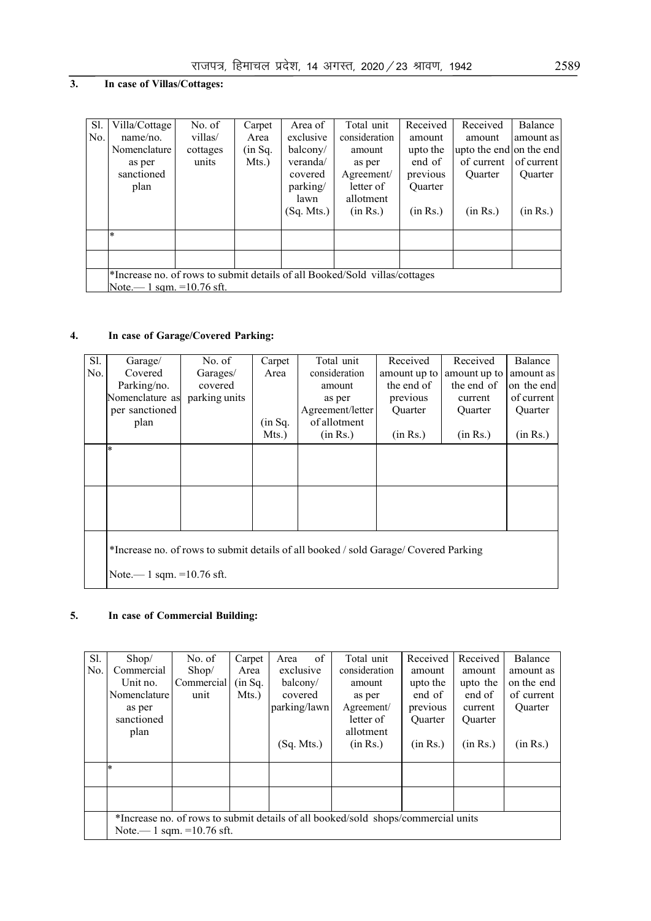**3. In case of Villas/Cottages:**

| Sl. No. | Villa/Cottage name/no. Nomenclature as per sanctioned plan | No. of villas/ cottages units | Carpet Area (in Sq. Mts.) | Area of exclusive balcony/ veranda/ covered parking/ lawn (Sq. Mts.) | Total unit consideration amount as per Agreement/ letter of allotment (in Rs.) | Received amount upto the end of previous Quarter (in Rs.) | Received amount upto the end of current Quarter (in Rs.) | Balance amount as on the end of current Quarter (in Rs.) |
|---|---|---|---|---|---|---|---|---|
| | * | | | | | | | |
| | | | | | | | | |
| | *Increase no. of rows to submit details of all Booked/Sold villas/cottages<br>Note.— 1 sqm. =10.76 sft. | | | | | | | |

**4. In case of Garage/Covered Parking:**

| Sl. No. | Garage/ Covered Parking/no. Nomenclature as per sanctioned plan | No. of Garages/ covered parking units | Carpet Area (in Sq. Mts.) | Total unit consideration amount as per Agreement/letter of allotment (in Rs.) | Received amount up to the end of previous Quarter (in Rs.) | Received amount up to the end of current Quarter (in Rs.) | Balance amount as on the end of current Quarter (in Rs.) |
|---|---|---|---|---|---|---|---|
| | * | | | | | | |
| | | | | | | | |
| | *Increase no. of rows to submit details of all booked / sold Garage/ Covered Parking<br>Note.— 1 sqm. =10.76 sft. | | | | | | |

**5. In case of Commercial Building:**

| Sl. No. | Shop/ Commercial Unit no. Nomenclature as per sanctioned plan | No. of Shop/ Commercial unit | Carpet Area (in Sq. Mts.) | Area of exclusive balcony/ covered parking/lawn (Sq. Mts.) | Total unit consideration amount as per Agreement/ letter of allotment (in Rs.) | Received amount upto the end of previous Quarter (in Rs.) | Received amount upto the end of current Quarter (in Rs.) | Balance amount as on the end of current Quarter (in Rs.) |
|---|---|---|---|---|---|---|---|---|
| | * | | | | | | | |
| | | | | | | | | |
| | *Increase no. of rows to submit details of all booked/sold shops/commercial units<br>Note.— 1 sqm. =10.76 sft. | | | | | | | |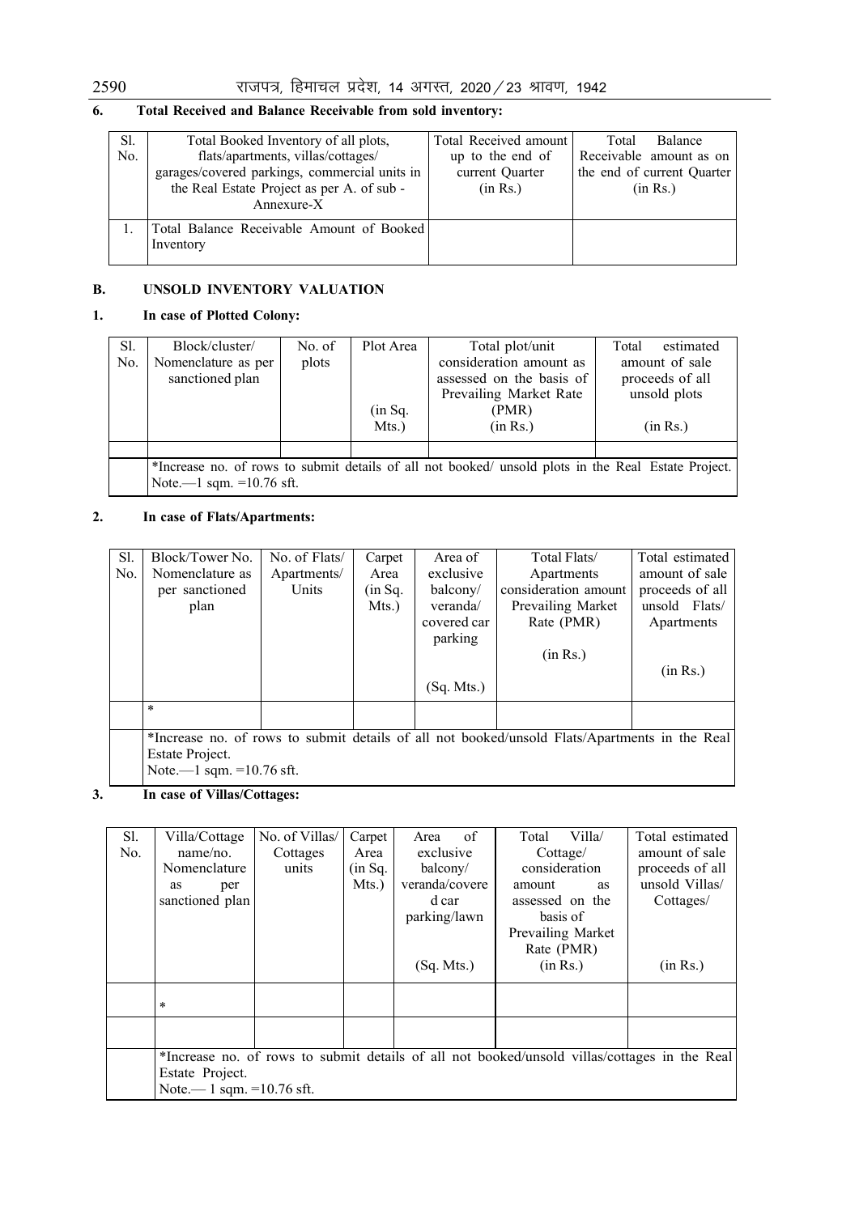## 6. Total Received and Balance Receivable from sold inventory:

| Sl. No. | Total Booked Inventory of all plots, flats/apartments, villas/cottages/ garages/covered parkings, commercial units in the Real Estate Project as per A. of sub - Annexure-X | Total Received amount up to the end of current Quarter (in Rs.) | Total Balance Receivable amount as on the end of current Quarter (in Rs.) |
|---|---|---|---|
| 1. | Total Balance Receivable Amount of Booked Inventory | | |

## B. UNSOLD INVENTORY VALUATION

### 1. In case of Plotted Colony:

| Sl. No. | Block/cluster/ Nomenclature as per sanctioned plan | No. of plots | Plot Area (in Sq. Mts.) | Total plot/unit consideration amount as assessed on the basis of Prevailing Market Rate (PMR) (in Rs.) | Total estimated amount of sale proceeds of all unsold plots (in Rs.) |
|---|---|---|---|---|---|
| | | | | | |
| | *Increase no. of rows to submit details of all not booked/ unsold plots in the Real Estate Project. Note.—1 sqm. =10.76 sft. | | | | |

### 2. In case of Flats/Apartments:

| Sl. No. | Block/Tower No. Nomenclature as per sanctioned plan | No. of Flats/ Apartments/ Units | Carpet Area (in Sq. Mts.) | Area of exclusive balcony/ veranda/ covered car parking (Sq. Mts.) | Total Flats/ Apartments consideration amount Prevailing Market Rate (PMR) (in Rs.) | Total estimated amount of sale proceeds of all unsold Flats/ Apartments (in Rs.) |
|---|---|---|---|---|---|---|
| | * | | | | | |
| | *Increase no. of rows to submit details of all not booked/unsold Flats/Apartments in the Real Estate Project. Note.—1 sqm. =10.76 sft. | | | | | |

### 3. In case of Villas/Cottages:

| Sl. No. | Villa/Cottage name/no. Nomenclature as per sanctioned plan | No. of Villas/ Cottages units | Carpet Area (in Sq. Mts.) | Area of exclusive balcony/ veranda/covered car parking/lawn (Sq. Mts.) | Total Villa/ Cottage/ consideration amount as assessed on the basis of Prevailing Market Rate (PMR) (in Rs.) | Total estimated amount of sale proceeds of all unsold Villas/ Cottages/ (in Rs.) |
|---|---|---|---|---|---|---|
| | * | | | | | |
| | | | | | | |
| | *Increase no. of rows to submit details of all not booked/unsold villas/cottages in the Real Estate Project. Note.— 1 sqm. =10.76 sft. | | | | | |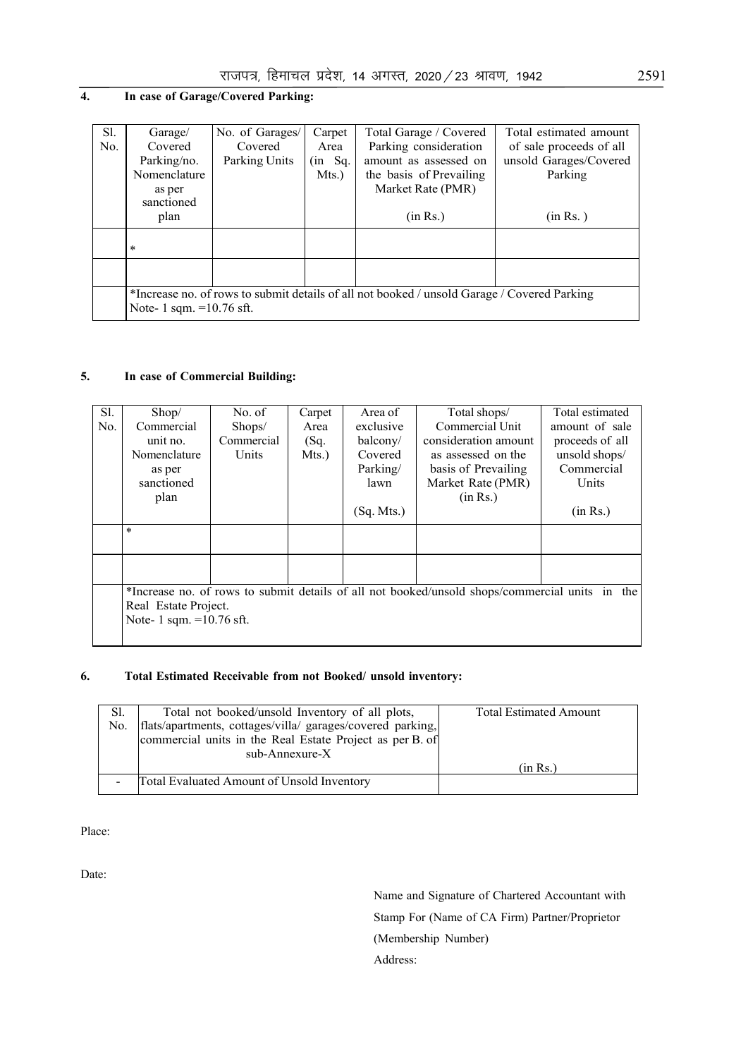## 4. In case of Garage/Covered Parking:

| Sl. No. | Garage/ Covered Parking/no. Nomenclature as per sanctioned plan | No. of Garages/ Covered Parking Units | Carpet Area (in Sq. Mts.) | Total Garage / Covered Parking consideration amount as assessed on the basis of Prevailing Market Rate (PMR) (in Rs.) | Total estimated amount of sale proceeds of all unsold Garages/Covered Parking (in Rs. ) |
|---|---|---|---|---|---|
| | * | | | | |
| | | | | | |
| | *Increase no. of rows to submit details of all not booked / unsold Garage / Covered Parking<br>Note- 1 sqm. =10.76 sft. | | | | |

## 5. In case of Commercial Building:

| Sl. No. | Shop/ Commercial unit no. Nomenclature as per sanctioned plan | No. of Shops/ Commercial Units | Carpet Area (Sq. Mts.) | Area of exclusive balcony/ Covered Parking/ lawn (Sq. Mts.) | Total shops/ Commercial Unit consideration amount as assessed on the basis of Prevailing Market Rate (PMR) (in Rs.) | Total estimated amount of sale proceeds of all unsold shops/ Commercial Units (in Rs.) |
|---|---|---|---|---|---|---|
| | * | | | | | |
| | | | | | | |
| | *Increase no. of rows to submit details of all not booked/unsold shops/commercial units in the Real Estate Project.<br>Note- 1 sqm. =10.76 sft. | | | | | |

## 6. Total Estimated Receivable from not Booked/ unsold inventory:

| Sl. No. | Total not booked/unsold Inventory of all plots, flats/apartments, cottages/villa/ garages/covered parking, commercial units in the Real Estate Project as per B. of sub-Annexure-X | Total Estimated Amount (in Rs.) |
|---|---|---|
| - | Total Evaluated Amount of Unsold Inventory | |

Place:

Date:

Name and Signature of Chartered Accountant with Stamp For (Name of CA Firm) Partner/Proprietor

(Membership Number)

Address: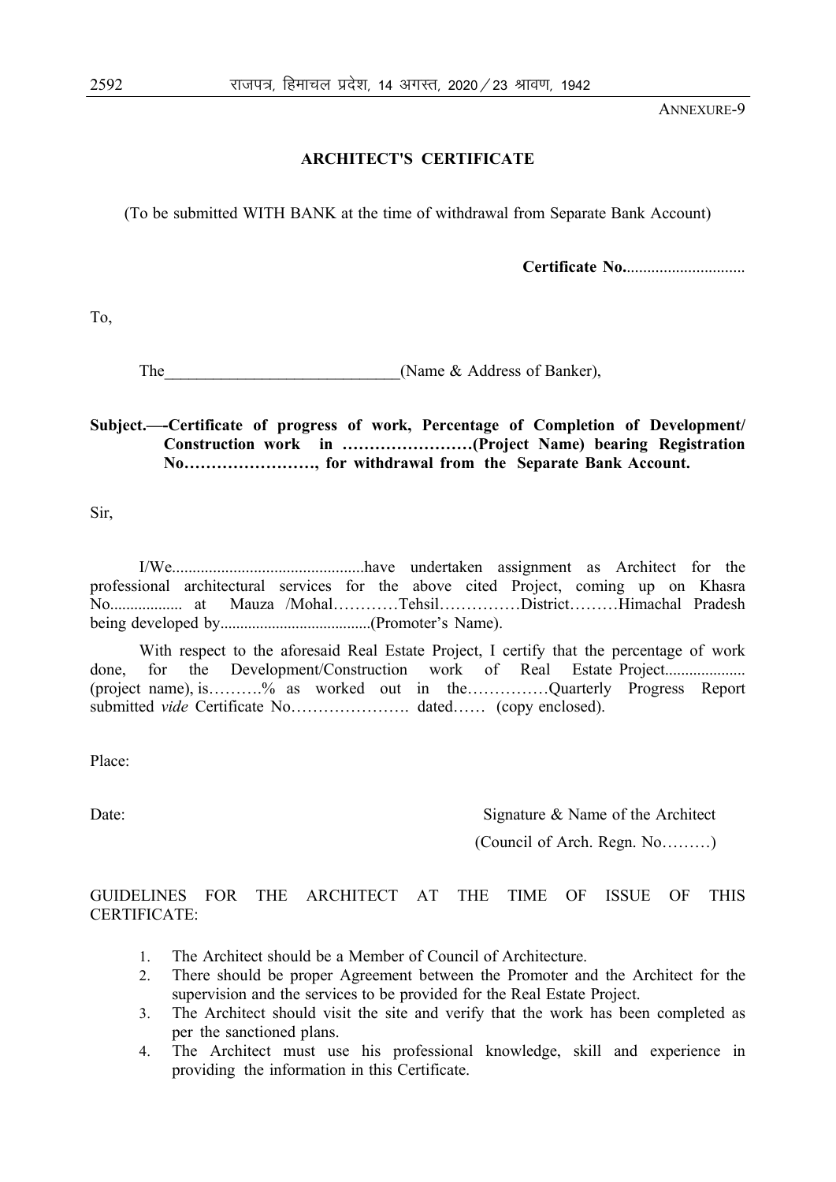ANNEXURE-9

## ARCHITECT'S CERTIFICATE

(To be submitted WITH BANK at the time of withdrawal from Separate Bank Account)

**Certificate No.**.............................

To,

The_____________________________(Name & Address of Banker),

**Subject.—-Certificate of progress of work, Percentage of Completion of Development/ Construction work in ……………………(Project Name) bearing Registration No……………………, for withdrawal from the Separate Bank Account.**

Sir,

I/We...............................................have undertaken assignment as Architect for the professional architectural services for the above cited Project, coming up on Khasra No.................. at Mauza /Mohal…………Tehsil……………District………Himachal Pradesh being developed by.....................................(Promoter's Name).

With respect to the aforesaid Real Estate Project, I certify that the percentage of work done, for the Development/Construction work of Real Estate Project.................... (project name), is……….% as worked out in the……………Quarterly Progress Report submitted *vide* Certificate No…………………. dated…… (copy enclosed).

Place:

Date:

Signature & Name of the Architect
(Council of Arch. Regn. No………)

GUIDELINES FOR THE ARCHITECT AT THE TIME OF ISSUE OF THIS CERTIFICATE:

1. The Architect should be a Member of Council of Architecture.
2. There should be proper Agreement between the Promoter and the Architect for the supervision and the services to be provided for the Real Estate Project.
3. The Architect should visit the site and verify that the work has been completed as per the sanctioned plans.
4. The Architect must use his professional knowledge, skill and experience in providing the information in this Certificate.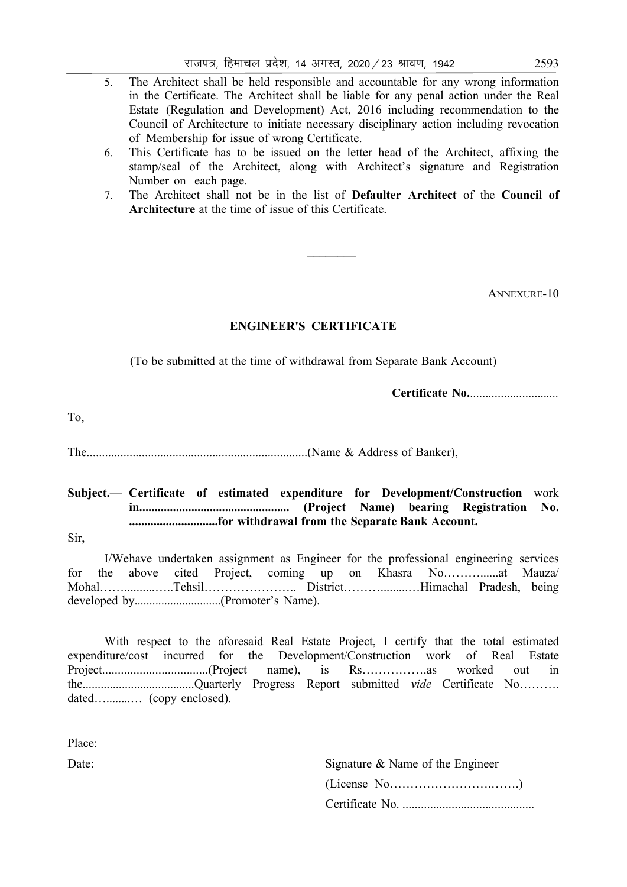5. The Architect shall be held responsible and accountable for any wrong information in the Certificate. The Architect shall be liable for any penal action under the Real Estate (Regulation and Development) Act, 2016 including recommendation to the Council of Architecture to initiate necessary disciplinary action including revocation of Membership for issue of wrong Certificate.
6. This Certificate has to be issued on the letter head of the Architect, affixing the stamp/seal of the Architect, along with Architect's signature and Registration Number on each page.
7. The Architect shall not be in the list of **Defaulter Architect** of the **Council of Architecture** at the time of issue of this Certificate.

————

ANNEXURE-10

**ENGINEER'S CERTIFICATE**

(To be submitted at the time of withdrawal from Separate Bank Account)

**Certificate No.**............................

To,

The.......................................................................(Name & Address of Banker),

**Subject.— Certificate of estimated expenditure for Development/Construction** work **in................................................ (Project Name) bearing Registration No. ............................for withdrawal from the Separate Bank Account.**

Sir,

I/We have undertaken assignment as Engineer for the professional engineering services for the above cited Project, coming up on Khasra No…………......at Mauza/ Mohal…….........…..Tehsil………………….. District………........…Himachal Pradesh, being developed by............................(Promoter's Name).

With respect to the aforesaid Real Estate Project, I certify that the total estimated expenditure/cost incurred for the Development/Construction work of Real Estate Project..................................(Project name), is Rs…………….as worked out in the....................................Quarterly Progress Report submitted *vide* Certificate No………. dated…........… (copy enclosed).

Place:

Date:

Signature & Name of the Engineer

(License No………………………..…….)

Certificate No. ..........................................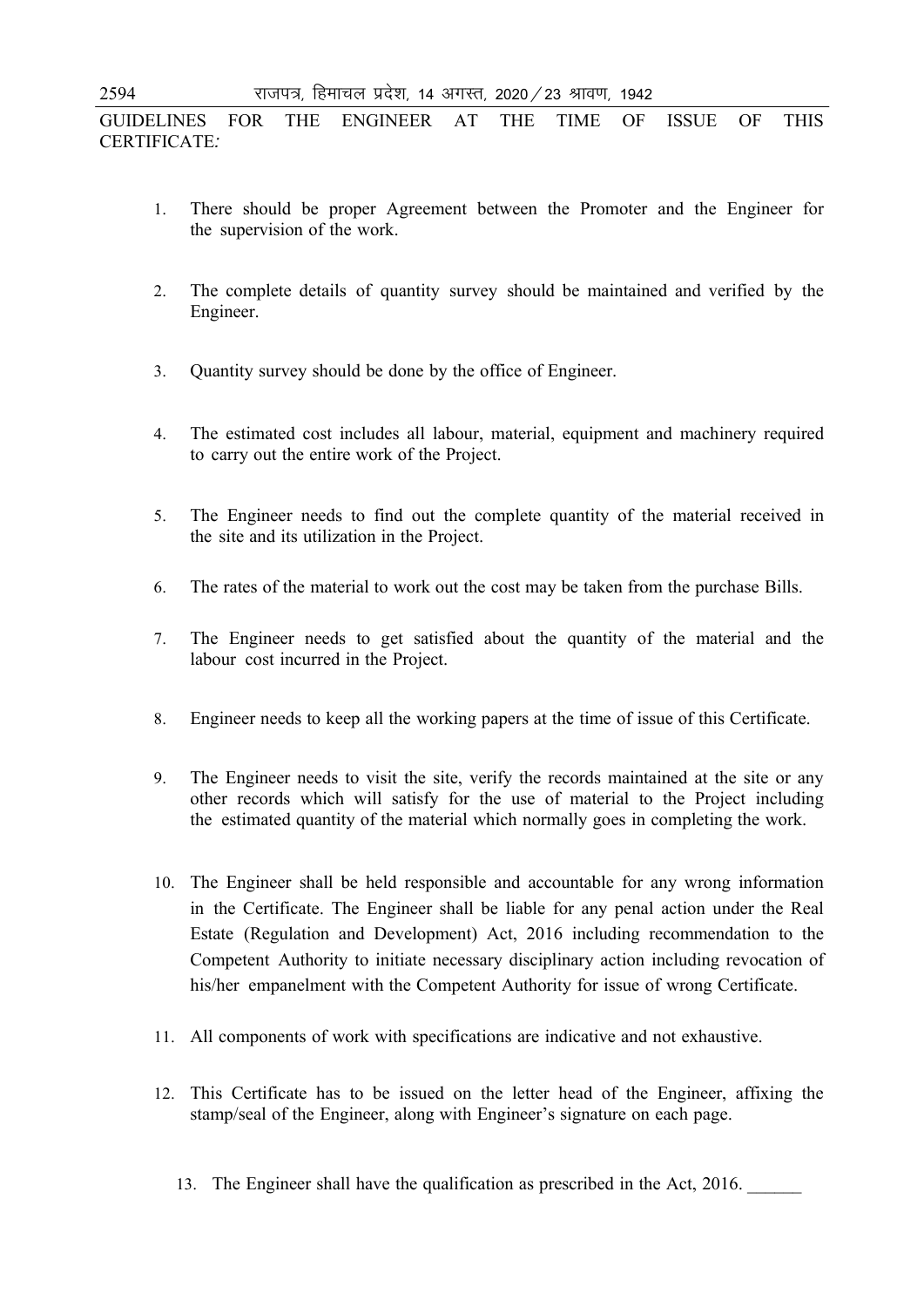GUIDELINES FOR THE ENGINEER AT THE TIME OF ISSUE OF THIS CERTIFICATE:

1. There should be proper Agreement between the Promoter and the Engineer for the supervision of the work.

2. The complete details of quantity survey should be maintained and verified by the Engineer.

3. Quantity survey should be done by the office of Engineer.

4. The estimated cost includes all labour, material, equipment and machinery required to carry out the entire work of the Project.

5. The Engineer needs to find out the complete quantity of the material received in the site and its utilization in the Project.

6. The rates of the material to work out the cost may be taken from the purchase Bills.

7. The Engineer needs to get satisfied about the quantity of the material and the labour cost incurred in the Project.

8. Engineer needs to keep all the working papers at the time of issue of this Certificate.

9. The Engineer needs to visit the site, verify the records maintained at the site or any other records which will satisfy for the use of material to the Project including the estimated quantity of the material which normally goes in completing the work.

10. The Engineer shall be held responsible and accountable for any wrong information in the Certificate. The Engineer shall be liable for any penal action under the Real Estate (Regulation and Development) Act, 2016 including recommendation to the Competent Authority to initiate necessary disciplinary action including revocation of his/her empanelment with the Competent Authority for issue of wrong Certificate.

11. All components of work with specifications are indicative and not exhaustive.

12. This Certificate has to be issued on the letter head of the Engineer, affixing the stamp/seal of the Engineer, along with Engineer's signature on each page.

13. The Engineer shall have the qualification as prescribed in the Act, 2016. ______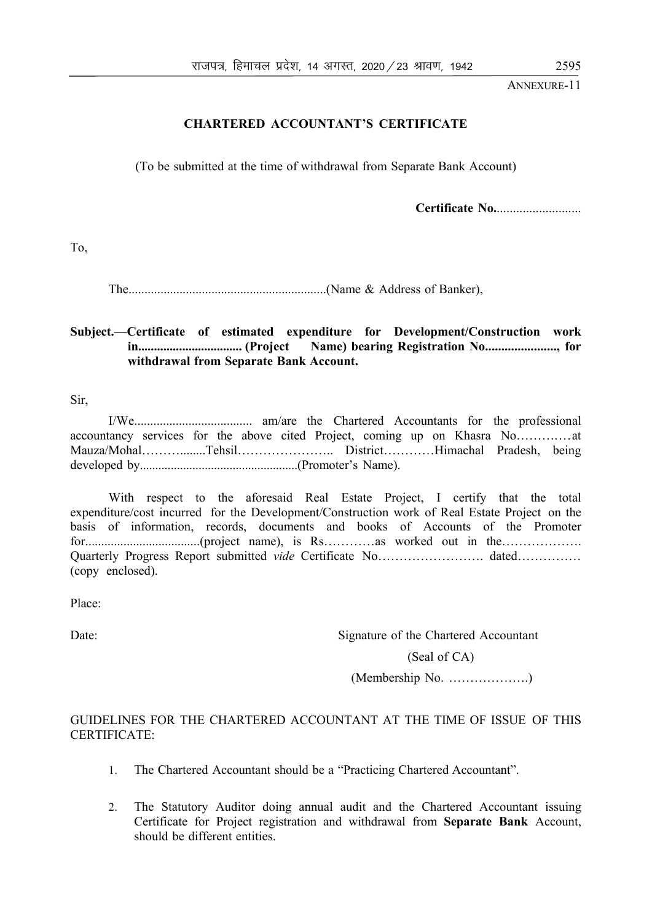ANNEXURE-11

**CHARTERED ACCOUNTANT'S CERTIFICATE**

(To be submitted at the time of withdrawal from Separate Bank Account)

**Certificate No.**..........................

To,

The.............................................................(Name & Address of Banker),

**Subject.—Certificate of estimated expenditure for Development/Construction work in................................ (Project Name) bearing Registration No......................, for withdrawal from Separate Bank Account.**

Sir,

I/We.................................... am/are the Chartered Accountants for the professional accountancy services for the above cited Project, coming up on Khasra No………….at Mauza/Mohal…….........Tehsil………………….. District…………Himachal Pradesh, being developed by..................................................(Promoter's Name).

With respect to the aforesaid Real Estate Project, I certify that the total expenditure/cost incurred for the Development/Construction work of Real Estate Project on the basis of information, records, documents and books of Accounts of the Promoter for...................................(project name), is Rs…………as worked out in the………………. Quarterly Progress Report submitted *vide* Certificate No……………………. dated…………… (copy enclosed).

Place:

Date:

Signature of the Chartered Accountant

(Seal of CA)

(Membership No. ……………….)

GUIDELINES FOR THE CHARTERED ACCOUNTANT AT THE TIME OF ISSUE OF THIS CERTIFICATE:

1. The Chartered Accountant should be a "Practicing Chartered Accountant".
2. The Statutory Auditor doing annual audit and the Chartered Accountant issuing Certificate for Project registration and withdrawal from **Separate Bank** Account, should be different entities.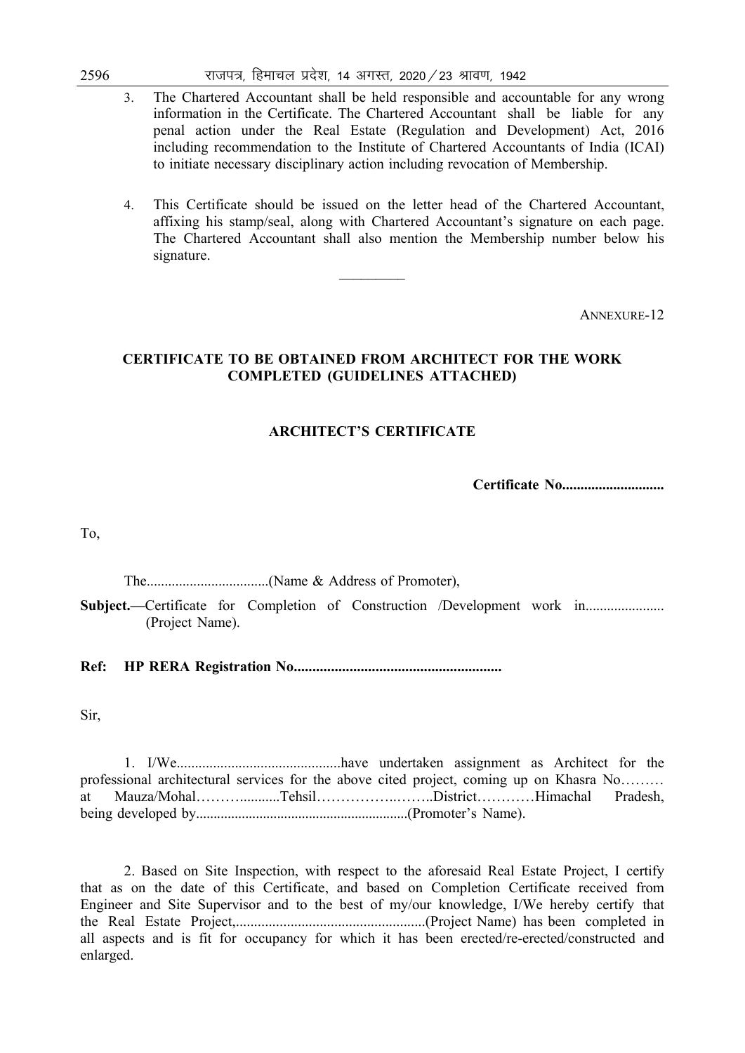3. The Chartered Accountant shall be held responsible and accountable for any wrong information in the Certificate. The Chartered Accountant shall be liable for any penal action under the Real Estate (Regulation and Development) Act, 2016 including recommendation to the Institute of Chartered Accountants of India (ICAI) to initiate necessary disciplinary action including revocation of Membership.

4. This Certificate should be issued on the letter head of the Chartered Accountant, affixing his stamp/seal, along with Chartered Accountant's signature on each page. The Chartered Accountant shall also mention the Membership number below his signature.

---

ANNEXURE-12

## CERTIFICATE TO BE OBTAINED FROM ARCHITECT FOR THE WORK COMPLETED (GUIDELINES ATTACHED)

### ARCHITECT'S CERTIFICATE

**Certificate No...........................**

To,

The.................................(Name & Address of Promoter),

**Subject.—**Certificate for Completion of Construction /Development work in..................... (Project Name).

**Ref: HP RERA Registration No.......................................................**

Sir,

1. I/We............................................have undertaken assignment as Architect for the professional architectural services for the above cited project, coming up on Khasra No……… at Mauza/Mohal………..........Tehsil……………..……..District…………Himachal Pradesh, being developed by...........................................................(Promoter's Name).

2. Based on Site Inspection, with respect to the aforesaid Real Estate Project, I certify that as on the date of this Certificate, and based on Completion Certificate received from Engineer and Site Supervisor and to the best of my/our knowledge, I/We hereby certify that the Real Estate Project,...................................................(Project Name) has been completed in all aspects and is fit for occupancy for which it has been erected/re-erected/constructed and enlarged.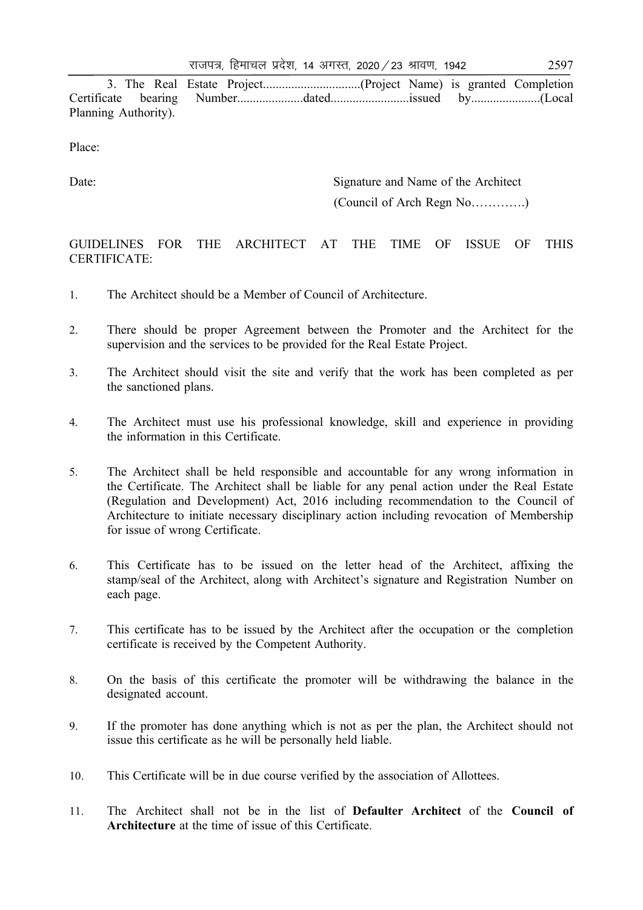3. The Real Estate Project...............................(Project Name) is granted Completion Certificate bearing Number.....................dated.........................issued by......................(Local Planning Authority).

Place:

Date: Signature and Name of the Architect

(Council of Arch Regn No………….)

GUIDELINES FOR THE ARCHITECT AT THE TIME OF ISSUE OF THIS CERTIFICATE:

1. The Architect should be a Member of Council of Architecture.

2. There should be proper Agreement between the Promoter and the Architect for the supervision and the services to be provided for the Real Estate Project.

3. The Architect should visit the site and verify that the work has been completed as per the sanctioned plans.

4. The Architect must use his professional knowledge, skill and experience in providing the information in this Certificate.

5. The Architect shall be held responsible and accountable for any wrong information in the Certificate. The Architect shall be liable for any penal action under the Real Estate (Regulation and Development) Act, 2016 including recommendation to the Council of Architecture to initiate necessary disciplinary action including revocation of Membership for issue of wrong Certificate.

6. This Certificate has to be issued on the letter head of the Architect, affixing the stamp/seal of the Architect, along with Architect's signature and Registration Number on each page.

7. This certificate has to be issued by the Architect after the occupation or the completion certificate is received by the Competent Authority.

8. On the basis of this certificate the promoter will be withdrawing the balance in the designated account.

9. If the promoter has done anything which is not as per the plan, the Architect should not issue this certificate as he will be personally held liable.

10. This Certificate will be in due course verified by the association of Allottees.

11. The Architect shall not be in the list of **Defaulter Architect** of the **Council of Architecture** at the time of issue of this Certificate.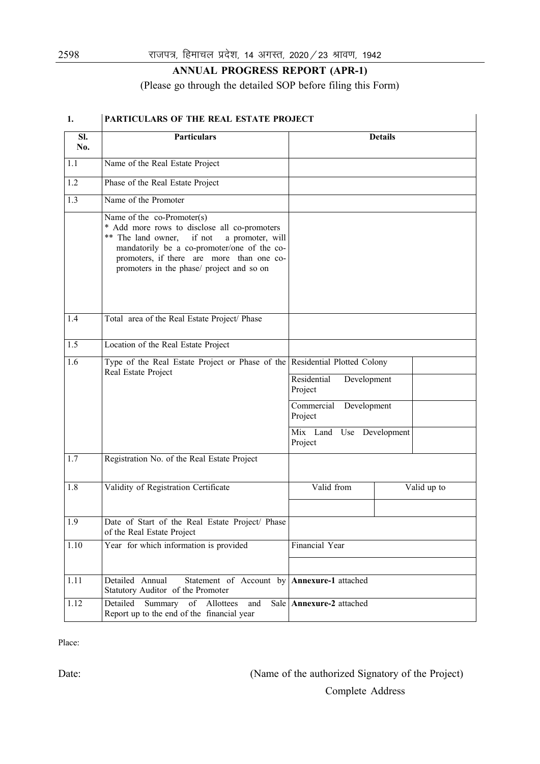## ANNUAL PROGRESS REPORT (APR-1)

(Please go through the detailed SOP before filing this Form)

**1. PARTICULARS OF THE REAL ESTATE PROJECT**

| Sl. No. | Particulars | Details | | |
|---|---|---|---|---|
| 1.1 | Name of the Real Estate Project | | | |
| 1.2 | Phase of the Real Estate Project | | | |
| 1.3 | Name of the Promoter | | | |
| | Name of the co-Promoter(s)<br>* Add more rows to disclose all co-promoters<br>** The land owner, if not a promoter, will mandatorily be a co-promoter/one of the co-promoters, if there are more than one co-promoters in the phase/ project and so on | | | |
| 1.4 | Total area of the Real Estate Project/ Phase | | | |
| 1.5 | Location of the Real Estate Project | | | |
| 1.6 | Type of the Real Estate Project or Phase of the Real Estate Project | Residential Plotted Colony | | |
| | | Residential Development Project | | |
| | | Commercial Development Project | | |
| | | Mix Land Use Development Project | | |
| 1.7 | Registration No. of the Real Estate Project | | | |
| 1.8 | Validity of Registration Certificate | Valid from | Valid up to | |
| | | | | |
| 1.9 | Date of Start of the Real Estate Project/ Phase of the Real Estate Project | | | |
| 1.10 | Year for which information is provided | Financial Year | | |
| | | | | |
| 1.11 | Detailed Annual Statement of Account by Statutory Auditor of the Promoter | **Annexure-1** attached | | |
| 1.12 | Detailed Summary of Allottees and Sale Report up to the end of the financial year | **Annexure-2** attached | | |

Place:

Date: (Name of the authorized Signatory of the Project)

Complete Address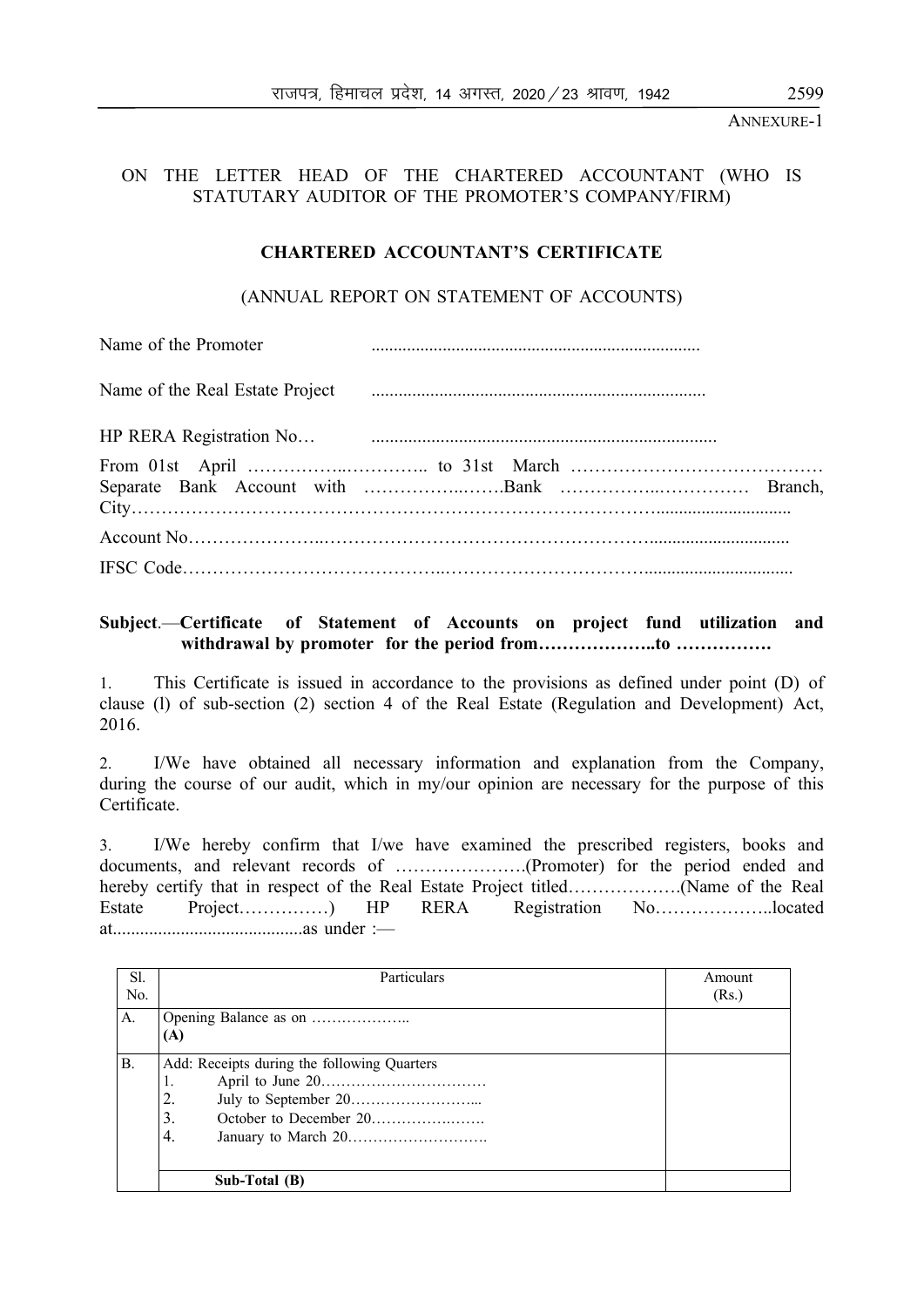ANNEXURE-1

ON THE LETTER HEAD OF THE CHARTERED ACCOUNTANT (WHO IS STATUTARY AUDITOR OF THE PROMOTER'S COMPANY/FIRM)

## CHARTERED ACCOUNTANT'S CERTIFICATE

(ANNUAL REPORT ON STATEMENT OF ACCOUNTS)

Name of the Promoter .........................................................................

Name of the Real Estate Project .........................................................................

HP RERA Registration No… .........................................................................

From 01st April ……………..………….. to 31st March …………………………………… Separate Bank Account with ……………..…….Bank ……………..…………… Branch, City……………………………………………………………………..............................

Account No…………………..…………………………………………….............................

IFSC Code……………………………………..……………………………................................

**Subject.—Certificate of Statement of Accounts on project fund utilization and withdrawal by promoter for the period from………………..to …………….**

1. This Certificate is issued in accordance to the provisions as defined under point (D) of clause (l) of sub-section (2) section 4 of the Real Estate (Regulation and Development) Act, 2016.

2. I/We have obtained all necessary information and explanation from the Company, during the course of our audit, which in my/our opinion are necessary for the purpose of this Certificate.

3. I/We hereby confirm that I/we have examined the prescribed registers, books and documents, and relevant records of ………………….(Promoter) for the period ended and hereby certify that in respect of the Real Estate Project titled……………….(Name of the Real Estate Project……………) HP RERA Registration No………………..located at..........................................as under :—

| Sl. No. | Particulars | Amount (Rs.) |
|---|---|---|
| A. | Opening Balance as on ……………….. **(A)** | |
| B. | Add: Receipts during the following Quarters<br>1. April to June 20……………………………<br>2. July to September 20……………………...<br>3. October to December 20………………….….<br>4. January to March 20………………………. | |
| | **Sub-Total (B)** | |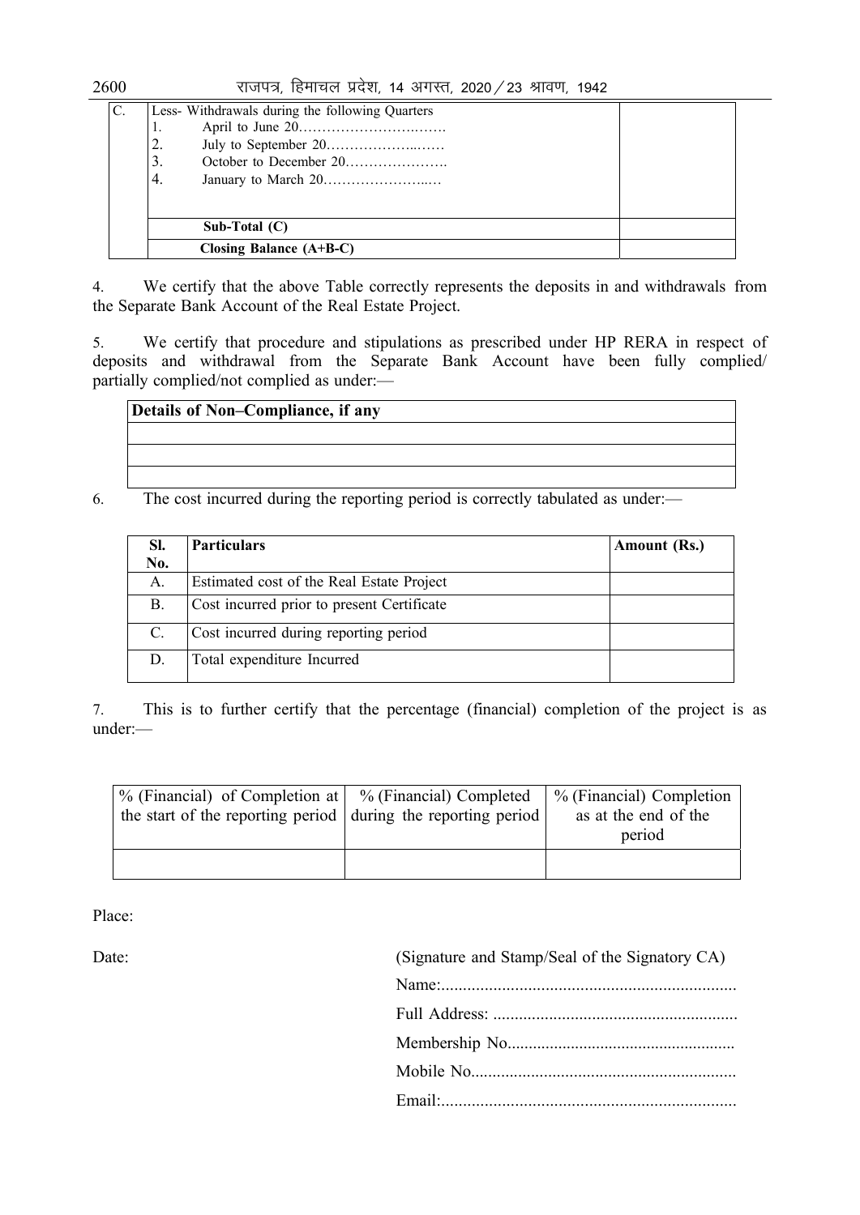| | | |
|---|---|---|
| C. | Less- Withdrawals during the following Quarters<br>1. April to June 20……………………..…….<br>2. July to September 20………………...……<br>3. October to December 20………………….<br>4. January to March 20…………………...… | |
| | **Sub-Total (C)** | |
| | **Closing Balance (A+B-C)** | |

4. We certify that the above Table correctly represents the deposits in and withdrawals from the Separate Bank Account of the Real Estate Project.

5. We certify that procedure and stipulations as prescribed under HP RERA in respect of deposits and withdrawal from the Separate Bank Account have been fully complied/ partially complied/not complied as under:—

| **Details of Non–Compliance, if any** |
|---|
| |
| |
| |

6. The cost incurred during the reporting period is correctly tabulated as under:—

| Sl. No. | Particulars | Amount (Rs.) |
|---|---|---|
| A. | Estimated cost of the Real Estate Project | |
| B. | Cost incurred prior to present Certificate | |
| C. | Cost incurred during reporting period | |
| D. | Total expenditure Incurred | |

7. This is to further certify that the percentage (financial) completion of the project is as under:—

| % (Financial) of Completion at the start of the reporting period | % (Financial) Completed during the reporting period | % (Financial) Completion as at the end of the period |
|---|---|---|
| | | |

Place:

Date: (Signature and Stamp/Seal of the Signatory CA)

Name:....................................................................

Full Address: ........................................................

Membership No.....................................................

Mobile No.............................................................

Email:....................................................................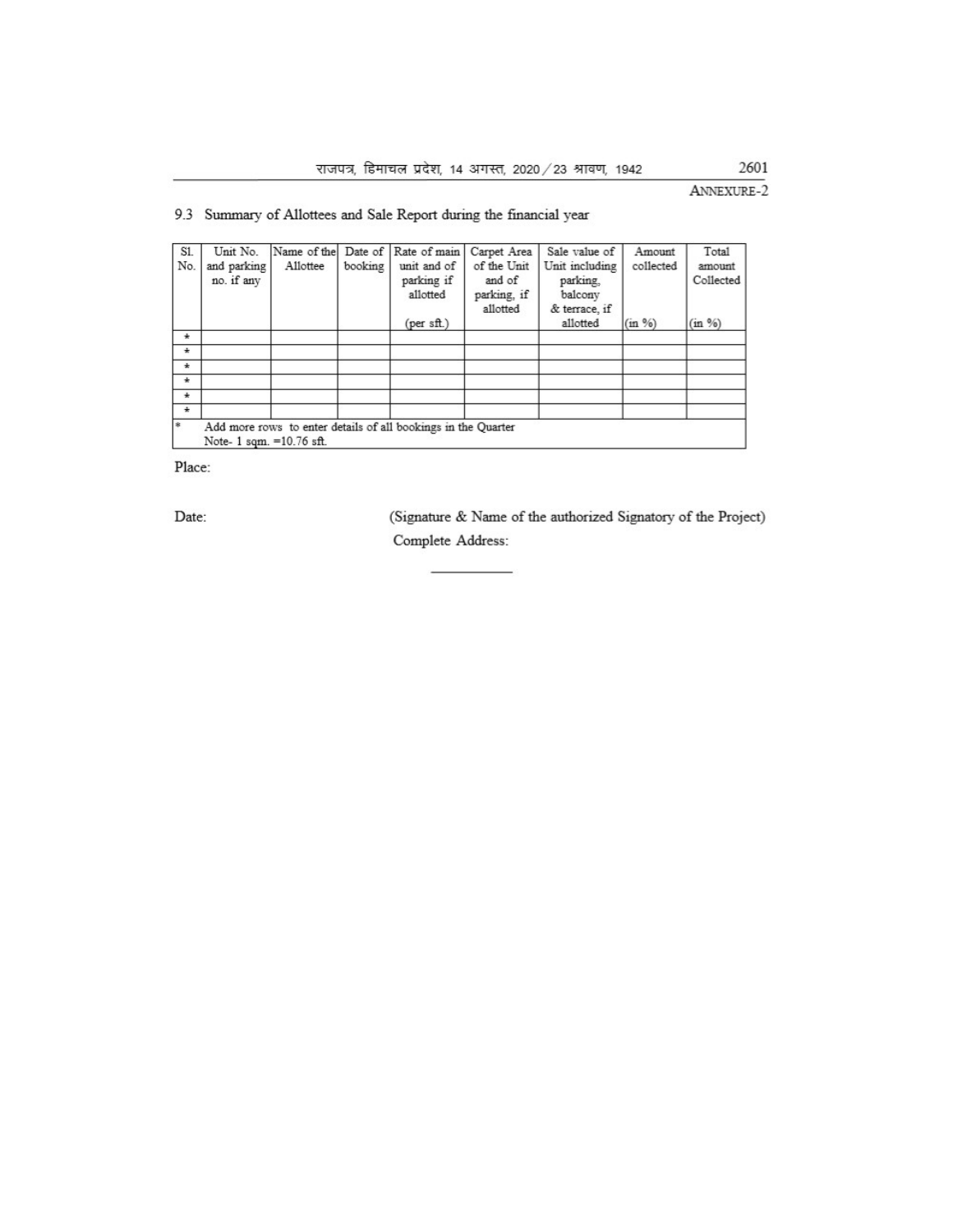ANNEXURE-2

9.3 Summary of Allottees and Sale Report during the financial year

| Sl. No. | Unit No. and parking no. if any | Name of the Allottee | Date of booking | Rate of main unit and of parking if allotted (per sft.) | Carpet Area of the Unit and of parking, if allotted | Sale value of Unit including parking, balcony & terrace, if allotted | Amount collected (in %) | Total amount Collected (in %) |
|---|---|---|---|---|---|---|---|---|
| * | | | | | | | | |
| * | | | | | | | | |
| * | | | | | | | | |
| * | | | | | | | | |
| * | | | | | | | | |
| * | | | | | | | | |
| * | Add more rows to enter details of all bookings in the Quarter Note- 1 sqm. =10.76 sft. | | | | | | | |

Place:

Date: (Signature & Name of the authorized Signatory of the Project)

Complete Address:

\_\_\_\_\_\_\_\_\_\_